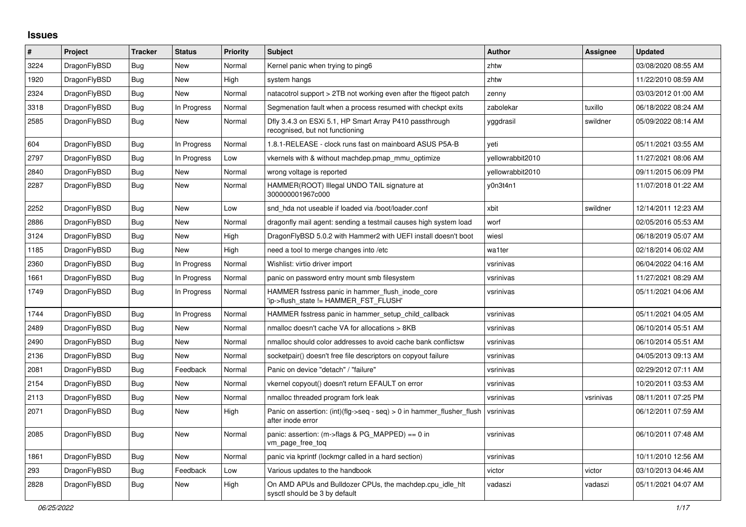# Issues

| # | Project | Tracker | Status | Priority | Subject | Author | Assignee | Updated |
|---|---|---|---|---|---|---|---|---|
| 3224 | DragonFlyBSD | Bug | New | Normal | Kernel panic when trying to ping6 | zhtw | | 03/08/2020 08:55 AM |
| 1920 | DragonFlyBSD | Bug | New | High | system hangs | zhtw | | 11/22/2010 08:59 AM |
| 2324 | DragonFlyBSD | Bug | New | Normal | natacotrol support > 2TB not working even after the ftigeot patch | zenny | | 03/03/2012 01:00 AM |
| 3318 | DragonFlyBSD | Bug | In Progress | Normal | Segmenation fault when a process resumed with checkpt exits | zabolekar | tuxillo | 06/18/2022 08:24 AM |
| 2585 | DragonFlyBSD | Bug | New | Normal | Dfly 3.4.3 on ESXi 5.1, HP Smart Array P410 passthrough recognised, but not functioning | yggdrasil | swildner | 05/09/2022 08:14 AM |
| 604 | DragonFlyBSD | Bug | In Progress | Normal | 1.8.1-RELEASE - clock runs fast on mainboard ASUS P5A-B | yeti | | 05/11/2021 03:55 AM |
| 2797 | DragonFlyBSD | Bug | In Progress | Low | vkernels with & without machdep.pmap_mmu_optimize | yellowrabbit2010 | | 11/27/2021 08:06 AM |
| 2840 | DragonFlyBSD | Bug | New | Normal | wrong voltage is reported | yellowrabbit2010 | | 09/11/2015 06:09 PM |
| 2287 | DragonFlyBSD | Bug | New | Normal | HAMMER(ROOT) Illegal UNDO TAIL signature at 300000001967c000 | y0n3t4n1 | | 11/07/2018 01:22 AM |
| 2252 | DragonFlyBSD | Bug | New | Low | snd_hda not useable if loaded via /boot/loader.conf | xbit | swildner | 12/14/2011 12:23 AM |
| 2886 | DragonFlyBSD | Bug | New | Normal | dragonfly mail agent: sending a testmail causes high system load | worf | | 02/05/2016 05:53 AM |
| 3124 | DragonFlyBSD | Bug | New | High | DragonFlyBSD 5.0.2 with Hammer2 with UEFI install doesn't boot | wiesl | | 06/18/2019 05:07 AM |
| 1185 | DragonFlyBSD | Bug | New | High | need a tool to merge changes into /etc | wa1ter | | 02/18/2014 06:02 AM |
| 2360 | DragonFlyBSD | Bug | In Progress | Normal | Wishlist: virtio driver import | vsrinivas | | 06/04/2022 04:16 AM |
| 1661 | DragonFlyBSD | Bug | In Progress | Normal | panic on password entry mount smb filesystem | vsrinivas | | 11/27/2021 08:29 AM |
| 1749 | DragonFlyBSD | Bug | In Progress | Normal | HAMMER fsstress panic in hammer_flush_inode_core 'ip->flush_state != HAMMER_FST_FLUSH' | vsrinivas | | 05/11/2021 04:06 AM |
| 1744 | DragonFlyBSD | Bug | In Progress | Normal | HAMMER fsstress panic in hammer_setup_child_callback | vsrinivas | | 05/11/2021 04:05 AM |
| 2489 | DragonFlyBSD | Bug | New | Normal | nmalloc doesn't cache VA for allocations > 8KB | vsrinivas | | 06/10/2014 05:51 AM |
| 2490 | DragonFlyBSD | Bug | New | Normal | nmalloc should color addresses to avoid cache bank conflictsw | vsrinivas | | 06/10/2014 05:51 AM |
| 2136 | DragonFlyBSD | Bug | New | Normal | socketpair() doesn't free file descriptors on copyout failure | vsrinivas | | 04/05/2013 09:13 AM |
| 2081 | DragonFlyBSD | Bug | Feedback | Normal | Panic on device "detach" / "failure" | vsrinivas | | 02/29/2012 07:11 AM |
| 2154 | DragonFlyBSD | Bug | New | Normal | vkernel copyout() doesn't return EFAULT on error | vsrinivas | | 10/20/2011 03:53 AM |
| 2113 | DragonFlyBSD | Bug | New | Normal | nmalloc threaded program fork leak | vsrinivas | vsrinivas | 08/11/2011 07:25 PM |
| 2071 | DragonFlyBSD | Bug | New | High | Panic on assertion: (int)(flg->seq - seq) > 0 in hammer_flusher_flush after inode error | vsrinivas | | 06/12/2011 07:59 AM |
| 2085 | DragonFlyBSD | Bug | New | Normal | panic: assertion: (m->flags & PG_MAPPED) == 0 in vm_page_free_toq | vsrinivas | | 06/10/2011 07:48 AM |
| 1861 | DragonFlyBSD | Bug | New | Normal | panic via kprintf (lockmgr called in a hard section) | vsrinivas | | 10/11/2010 12:56 AM |
| 293 | DragonFlyBSD | Bug | Feedback | Low | Various updates to the handbook | victor | victor | 03/10/2013 04:46 AM |
| 2828 | DragonFlyBSD | Bug | New | High | On AMD APUs and Bulldozer CPUs, the machdep.cpu_idle_hlt sysctl should be 3 by default | vadaszi | vadaszi | 05/11/2021 04:07 AM |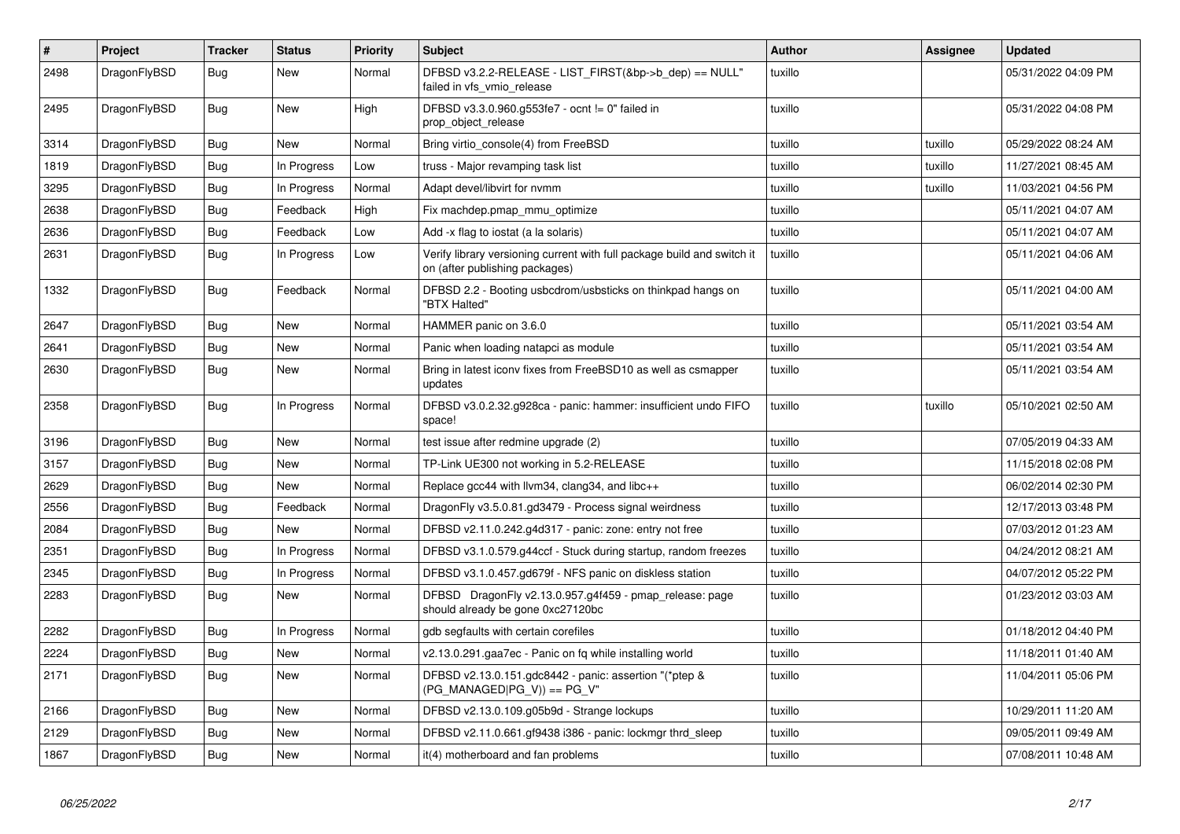| # | Project | Tracker | Status | Priority | Subject | Author | Assignee | Updated |
|---|---|---|---|---|---|---|---|---|
| 2498 | DragonFlyBSD | Bug | New | Normal | DFBSD v3.2.2-RELEASE - LIST_FIRST(&bp->b_dep) == NULL" failed in vfs_vmio_release | tuxillo | | 05/31/2022 04:09 PM |
| 2495 | DragonFlyBSD | Bug | New | High | DFBSD v3.3.0.960.g553fe7 - ocnt != 0" failed in prop_object_release | tuxillo | | 05/31/2022 04:08 PM |
| 3314 | DragonFlyBSD | Bug | New | Normal | Bring virtio_console(4) from FreeBSD | tuxillo | tuxillo | 05/29/2022 08:24 AM |
| 1819 | DragonFlyBSD | Bug | In Progress | Low | truss - Major revamping task list | tuxillo | tuxillo | 11/27/2021 08:45 AM |
| 3295 | DragonFlyBSD | Bug | In Progress | Normal | Adapt devel/libvirt for nvmm | tuxillo | tuxillo | 11/03/2021 04:56 PM |
| 2638 | DragonFlyBSD | Bug | Feedback | High | Fix machdep.pmap_mmu_optimize | tuxillo | | 05/11/2021 04:07 AM |
| 2636 | DragonFlyBSD | Bug | Feedback | Low | Add -x flag to iostat (a la solaris) | tuxillo | | 05/11/2021 04:07 AM |
| 2631 | DragonFlyBSD | Bug | In Progress | Low | Verify library versioning current with full package build and switch it on (after publishing packages) | tuxillo | | 05/11/2021 04:06 AM |
| 1332 | DragonFlyBSD | Bug | Feedback | Normal | DFBSD 2.2 - Booting usbcdrom/usbsticks on thinkpad hangs on "BTX Halted" | tuxillo | | 05/11/2021 04:00 AM |
| 2647 | DragonFlyBSD | Bug | New | Normal | HAMMER panic on 3.6.0 | tuxillo | | 05/11/2021 03:54 AM |
| 2641 | DragonFlyBSD | Bug | New | Normal | Panic when loading natapci as module | tuxillo | | 05/11/2021 03:54 AM |
| 2630 | DragonFlyBSD | Bug | New | Normal | Bring in latest iconv fixes from FreeBSD10 as well as csmapper updates | tuxillo | | 05/11/2021 03:54 AM |
| 2358 | DragonFlyBSD | Bug | In Progress | Normal | DFBSD v3.0.2.32.g928ca - panic: hammer: insufficient undo FIFO space! | tuxillo | tuxillo | 05/10/2021 02:50 AM |
| 3196 | DragonFlyBSD | Bug | New | Normal | test issue after redmine upgrade (2) | tuxillo | | 07/05/2019 04:33 AM |
| 3157 | DragonFlyBSD | Bug | New | Normal | TP-Link UE300 not working in 5.2-RELEASE | tuxillo | | 11/15/2018 02:08 PM |
| 2629 | DragonFlyBSD | Bug | New | Normal | Replace gcc44 with llvm34, clang34, and libc++ | tuxillo | | 06/02/2014 02:30 PM |
| 2556 | DragonFlyBSD | Bug | Feedback | Normal | DragonFly v3.5.0.81.gd3479 - Process signal weirdness | tuxillo | | 12/17/2013 03:48 PM |
| 2084 | DragonFlyBSD | Bug | New | Normal | DFBSD v2.11.0.242.g4d317 - panic: zone: entry not free | tuxillo | | 07/03/2012 01:23 AM |
| 2351 | DragonFlyBSD | Bug | In Progress | Normal | DFBSD v3.1.0.579.g44ccf - Stuck during startup, random freezes | tuxillo | | 04/24/2012 08:21 AM |
| 2345 | DragonFlyBSD | Bug | In Progress | Normal | DFBSD v3.1.0.457.gd679f - NFS panic on diskless station | tuxillo | | 04/07/2012 05:22 PM |
| 2283 | DragonFlyBSD | Bug | New | Normal | DFBSD DragonFly v2.13.0.957.g4f459 - pmap_release: page should already be gone 0xc27120bc | tuxillo | | 01/23/2012 03:03 AM |
| 2282 | DragonFlyBSD | Bug | In Progress | Normal | gdb segfaults with certain corefiles | tuxillo | | 01/18/2012 04:40 PM |
| 2224 | DragonFlyBSD | Bug | New | Normal | v2.13.0.291.gaa7ec - Panic on fq while installing world | tuxillo | | 11/18/2011 01:40 AM |
| 2171 | DragonFlyBSD | Bug | New | Normal | DFBSD v2.13.0.151.gdc8442 - panic: assertion "(*ptep & (PG_MANAGED\|PG_V)) == PG_V" | tuxillo | | 11/04/2011 05:06 PM |
| 2166 | DragonFlyBSD | Bug | New | Normal | DFBSD v2.13.0.109.g05b9d - Strange lockups | tuxillo | | 10/29/2011 11:20 AM |
| 2129 | DragonFlyBSD | Bug | New | Normal | DFBSD v2.11.0.661.gf9438 i386 - panic: lockmgr thrd_sleep | tuxillo | | 09/05/2011 09:49 AM |
| 1867 | DragonFlyBSD | Bug | New | Normal | it(4) motherboard and fan problems | tuxillo | | 07/08/2011 10:48 AM |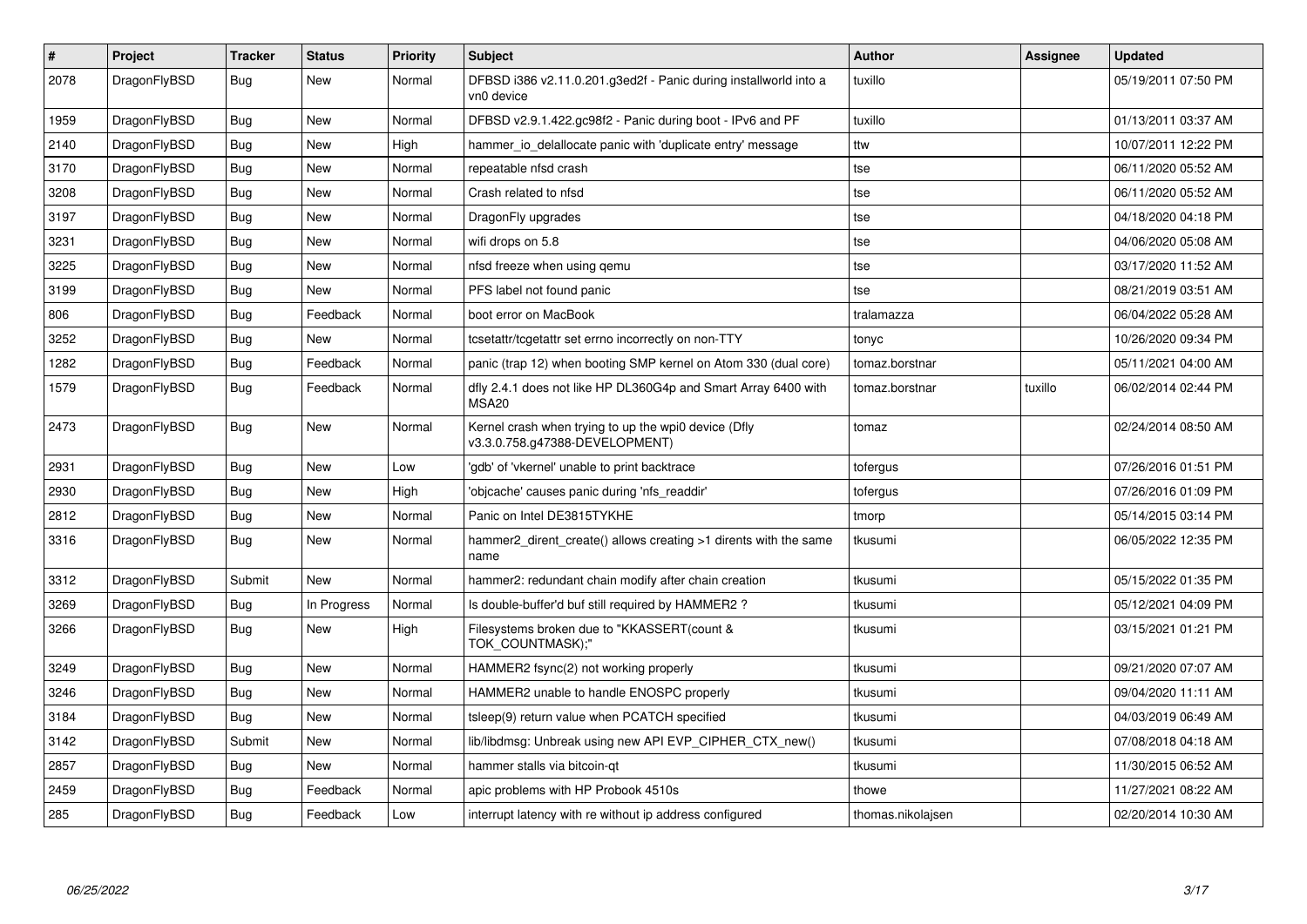| # | Project | Tracker | Status | Priority | Subject | Author | Assignee | Updated |
|---|---|---|---|---|---|---|---|---|
| 2078 | DragonFlyBSD | Bug | New | Normal | DFBSD i386 v2.11.0.201.g3ed2f - Panic during installworld into a vn0 device | tuxillo | | 05/19/2011 07:50 PM |
| 1959 | DragonFlyBSD | Bug | New | Normal | DFBSD v2.9.1.422.gc98f2 - Panic during boot - IPv6 and PF | tuxillo | | 01/13/2011 03:37 AM |
| 2140 | DragonFlyBSD | Bug | New | High | hammer_io_delallocate panic with 'duplicate entry' message | ttw | | 10/07/2011 12:22 PM |
| 3170 | DragonFlyBSD | Bug | New | Normal | repeatable nfsd crash | tse | | 06/11/2020 05:52 AM |
| 3208 | DragonFlyBSD | Bug | New | Normal | Crash related to nfsd | tse | | 06/11/2020 05:52 AM |
| 3197 | DragonFlyBSD | Bug | New | Normal | DragonFly upgrades | tse | | 04/18/2020 04:18 PM |
| 3231 | DragonFlyBSD | Bug | New | Normal | wifi drops on 5.8 | tse | | 04/06/2020 05:08 AM |
| 3225 | DragonFlyBSD | Bug | New | Normal | nfsd freeze when using qemu | tse | | 03/17/2020 11:52 AM |
| 3199 | DragonFlyBSD | Bug | New | Normal | PFS label not found panic | tse | | 08/21/2019 03:51 AM |
| 806 | DragonFlyBSD | Bug | Feedback | Normal | boot error on MacBook | tralamazza | | 06/04/2022 05:28 AM |
| 3252 | DragonFlyBSD | Bug | New | Normal | tcsetattr/tcgetattr set errno incorrectly on non-TTY | tonyc | | 10/26/2020 09:34 PM |
| 1282 | DragonFlyBSD | Bug | Feedback | Normal | panic (trap 12) when booting SMP kernel on Atom 330 (dual core) | tomaz.borstnar | | 05/11/2021 04:00 AM |
| 1579 | DragonFlyBSD | Bug | Feedback | Normal | dfly 2.4.1 does not like HP DL360G4p and Smart Array 6400 with MSA20 | tomaz.borstnar | tuxillo | 06/02/2014 02:44 PM |
| 2473 | DragonFlyBSD | Bug | New | Normal | Kernel crash when trying to up the wpi0 device (Dfly v3.3.0.758.g47388-DEVELOPMENT) | tomaz | | 02/24/2014 08:50 AM |
| 2931 | DragonFlyBSD | Bug | New | Low | 'gdb' of 'vkernel' unable to print backtrace | tofergus | | 07/26/2016 01:51 PM |
| 2930 | DragonFlyBSD | Bug | New | High | 'objcache' causes panic during 'nfs_readdir' | tofergus | | 07/26/2016 01:09 PM |
| 2812 | DragonFlyBSD | Bug | New | Normal | Panic on Intel DE3815TYKHE | tmorp | | 05/14/2015 03:14 PM |
| 3316 | DragonFlyBSD | Bug | New | Normal | hammer2_dirent_create() allows creating >1 dirents with the same name | tkusumi | | 06/05/2022 12:35 PM |
| 3312 | DragonFlyBSD | Submit | New | Normal | hammer2: redundant chain modify after chain creation | tkusumi | | 05/15/2022 01:35 PM |
| 3269 | DragonFlyBSD | Bug | In Progress | Normal | Is double-buffer'd buf still required by HAMMER2 ? | tkusumi | | 05/12/2021 04:09 PM |
| 3266 | DragonFlyBSD | Bug | New | High | Filesystems broken due to "KKASSERT(count & TOK_COUNTMASK);" | tkusumi | | 03/15/2021 01:21 PM |
| 3249 | DragonFlyBSD | Bug | New | Normal | HAMMER2 fsync(2) not working properly | tkusumi | | 09/21/2020 07:07 AM |
| 3246 | DragonFlyBSD | Bug | New | Normal | HAMMER2 unable to handle ENOSPC properly | tkusumi | | 09/04/2020 11:11 AM |
| 3184 | DragonFlyBSD | Bug | New | Normal | tsleep(9) return value when PCATCH specified | tkusumi | | 04/03/2019 06:49 AM |
| 3142 | DragonFlyBSD | Submit | New | Normal | lib/libdmsg: Unbreak using new API EVP_CIPHER_CTX_new() | tkusumi | | 07/08/2018 04:18 AM |
| 2857 | DragonFlyBSD | Bug | New | Normal | hammer stalls via bitcoin-qt | tkusumi | | 11/30/2015 06:52 AM |
| 2459 | DragonFlyBSD | Bug | Feedback | Normal | apic problems with HP Probook 4510s | thowe | | 11/27/2021 08:22 AM |
| 285 | DragonFlyBSD | Bug | Feedback | Low | interrupt latency with re without ip address configured | thomas.nikolajsen | | 02/20/2014 10:30 AM |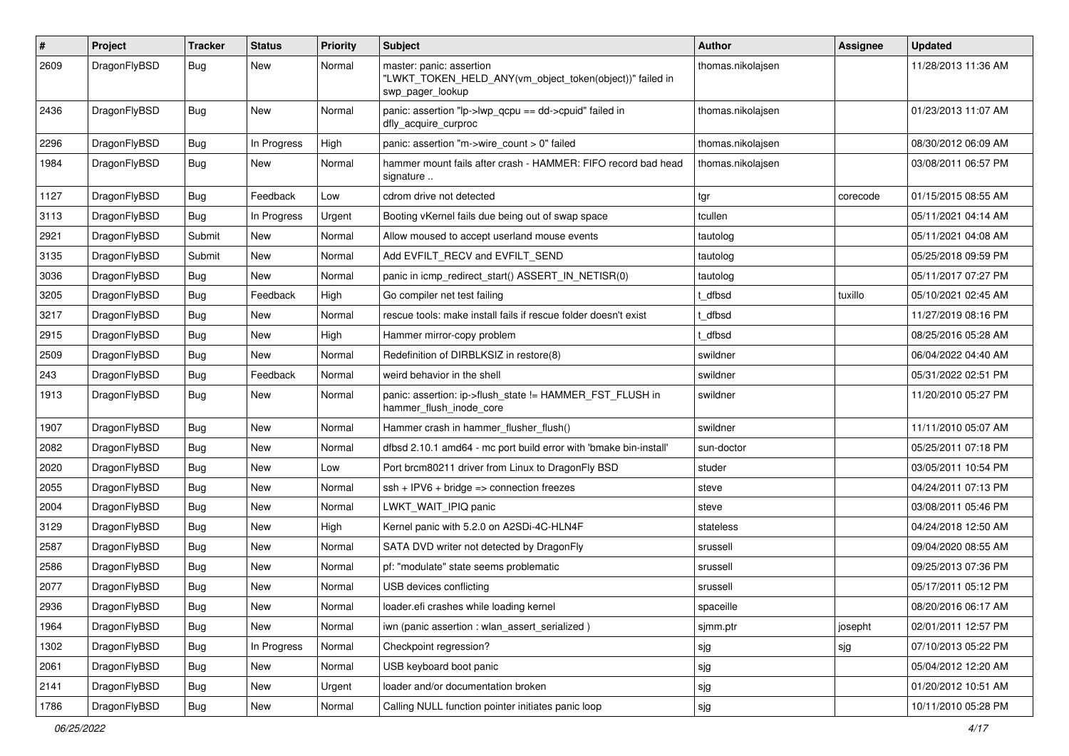| # | Project | Tracker | Status | Priority | Subject | Author | Assignee | Updated |
|---|---|---|---|---|---|---|---|---|
| 2609 | DragonFlyBSD | Bug | New | Normal | master: panic: assertion "LWKT_TOKEN_HELD_ANY(vm_object_token(object))" failed in swp_pager_lookup | thomas.nikolajsen | | 11/28/2013 11:36 AM |
| 2436 | DragonFlyBSD | Bug | New | Normal | panic: assertion "lp->lwp_qcpu == dd->cpuid" failed in dfly_acquire_curproc | thomas.nikolajsen | | 01/23/2013 11:07 AM |
| 2296 | DragonFlyBSD | Bug | In Progress | High | panic: assertion "m->wire_count > 0" failed | thomas.nikolajsen | | 08/30/2012 06:09 AM |
| 1984 | DragonFlyBSD | Bug | New | Normal | hammer mount fails after crash - HAMMER: FIFO record bad head signature .. | thomas.nikolajsen | | 03/08/2011 06:57 PM |
| 1127 | DragonFlyBSD | Bug | Feedback | Low | cdrom drive not detected | tgr | corecode | 01/15/2015 08:55 AM |
| 3113 | DragonFlyBSD | Bug | In Progress | Urgent | Booting vKernel fails due being out of swap space | tcullen | | 05/11/2021 04:14 AM |
| 2921 | DragonFlyBSD | Submit | New | Normal | Allow moused to accept userland mouse events | tautolog | | 05/11/2021 04:08 AM |
| 3135 | DragonFlyBSD | Submit | New | Normal | Add EVFILT_RECV and EVFILT_SEND | tautolog | | 05/25/2018 09:59 PM |
| 3036 | DragonFlyBSD | Bug | New | Normal | panic in icmp_redirect_start() ASSERT_IN_NETISR(0) | tautolog | | 05/11/2017 07:27 PM |
| 3205 | DragonFlyBSD | Bug | Feedback | High | Go compiler net test failing | t_dfbsd | tuxillo | 05/10/2021 02:45 AM |
| 3217 | DragonFlyBSD | Bug | New | Normal | rescue tools: make install fails if rescue folder doesn't exist | t_dfbsd | | 11/27/2019 08:16 PM |
| 2915 | DragonFlyBSD | Bug | New | High | Hammer mirror-copy problem | t_dfbsd | | 08/25/2016 05:28 AM |
| 2509 | DragonFlyBSD | Bug | New | Normal | Redefinition of DIRBLKSIZ in restore(8) | swildner | | 06/04/2022 04:40 AM |
| 243 | DragonFlyBSD | Bug | Feedback | Normal | weird behavior in the shell | swildner | | 05/31/2022 02:51 PM |
| 1913 | DragonFlyBSD | Bug | New | Normal | panic: assertion: ip->flush_state != HAMMER_FST_FLUSH in hammer_flush_inode_core | swildner | | 11/20/2010 05:27 PM |
| 1907 | DragonFlyBSD | Bug | New | Normal | Hammer crash in hammer_flusher_flush() | swildner | | 11/11/2010 05:07 AM |
| 2082 | DragonFlyBSD | Bug | New | Normal | dfbsd 2.10.1 amd64 - mc port build error with 'bmake bin-install' | sun-doctor | | 05/25/2011 07:18 PM |
| 2020 | DragonFlyBSD | Bug | New | Low | Port brcm80211 driver from Linux to DragonFly BSD | studer | | 03/05/2011 10:54 PM |
| 2055 | DragonFlyBSD | Bug | New | Normal | ssh + IPV6 + bridge => connection freezes | steve | | 04/24/2011 07:13 PM |
| 2004 | DragonFlyBSD | Bug | New | Normal | LWKT_WAIT_IPIQ panic | steve | | 03/08/2011 05:46 PM |
| 3129 | DragonFlyBSD | Bug | New | High | Kernel panic with 5.2.0 on A2SDi-4C-HLN4F | stateless | | 04/24/2018 12:50 AM |
| 2587 | DragonFlyBSD | Bug | New | Normal | SATA DVD writer not detected by DragonFly | srussell | | 09/04/2020 08:55 AM |
| 2586 | DragonFlyBSD | Bug | New | Normal | pf: "modulate" state seems problematic | srussell | | 09/25/2013 07:36 PM |
| 2077 | DragonFlyBSD | Bug | New | Normal | USB devices conflicting | srussell | | 05/17/2011 05:12 PM |
| 2936 | DragonFlyBSD | Bug | New | Normal | loader.efi crashes while loading kernel | spaceille | | 08/20/2016 06:17 AM |
| 1964 | DragonFlyBSD | Bug | New | Normal | iwn (panic assertion : wlan_assert_serialized ) | sjmm.ptr | josepht | 02/01/2011 12:57 PM |
| 1302 | DragonFlyBSD | Bug | In Progress | Normal | Checkpoint regression? | sjg | sjg | 07/10/2013 05:22 PM |
| 2061 | DragonFlyBSD | Bug | New | Normal | USB keyboard boot panic | sjg | | 05/04/2012 12:20 AM |
| 2141 | DragonFlyBSD | Bug | New | Urgent | loader and/or documentation broken | sjg | | 01/20/2012 10:51 AM |
| 1786 | DragonFlyBSD | Bug | New | Normal | Calling NULL function pointer initiates panic loop | sjg | | 10/11/2010 05:28 PM |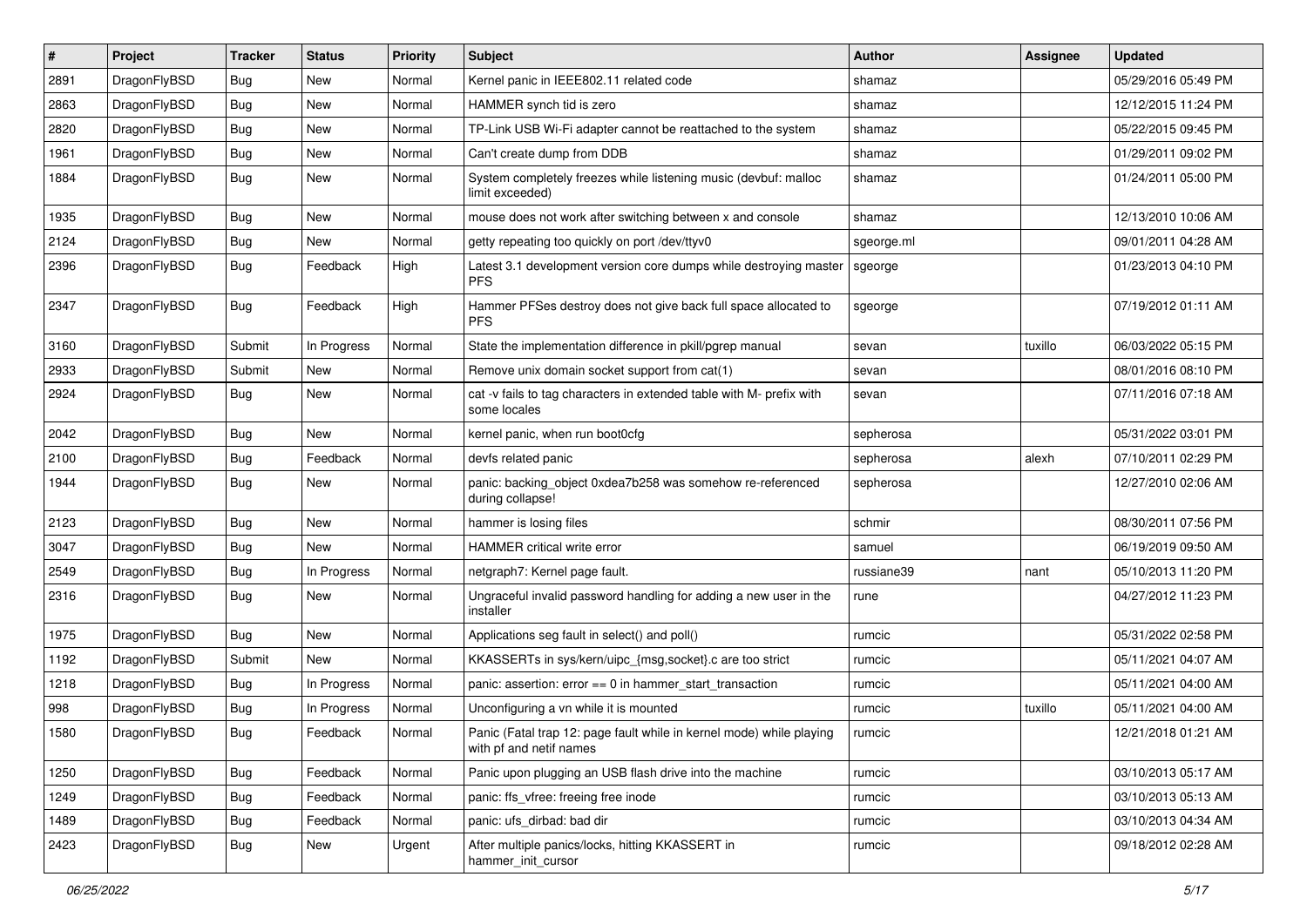| # | Project | Tracker | Status | Priority | Subject | Author | Assignee | Updated |
|---|---|---|---|---|---|---|---|---|
| 2891 | DragonFlyBSD | Bug | New | Normal | Kernel panic in IEEE802.11 related code | shamaz | | 05/29/2016 05:49 PM |
| 2863 | DragonFlyBSD | Bug | New | Normal | HAMMER synch tid is zero | shamaz | | 12/12/2015 11:24 PM |
| 2820 | DragonFlyBSD | Bug | New | Normal | TP-Link USB Wi-Fi adapter cannot be reattached to the system | shamaz | | 05/22/2015 09:45 PM |
| 1961 | DragonFlyBSD | Bug | New | Normal | Can't create dump from DDB | shamaz | | 01/29/2011 09:02 PM |
| 1884 | DragonFlyBSD | Bug | New | Normal | System completely freezes while listening music (devbuf: malloc limit exceeded) | shamaz | | 01/24/2011 05:00 PM |
| 1935 | DragonFlyBSD | Bug | New | Normal | mouse does not work after switching between x and console | shamaz | | 12/13/2010 10:06 AM |
| 2124 | DragonFlyBSD | Bug | New | Normal | getty repeating too quickly on port /dev/ttyv0 | sgeorge.ml | | 09/01/2011 04:28 AM |
| 2396 | DragonFlyBSD | Bug | Feedback | High | Latest 3.1 development version core dumps while destroying master PFS | sgeorge | | 01/23/2013 04:10 PM |
| 2347 | DragonFlyBSD | Bug | Feedback | High | Hammer PFSes destroy does not give back full space allocated to PFS | sgeorge | | 07/19/2012 01:11 AM |
| 3160 | DragonFlyBSD | Submit | In Progress | Normal | State the implementation difference in pkill/pgrep manual | sevan | tuxillo | 06/03/2022 05:15 PM |
| 2933 | DragonFlyBSD | Submit | New | Normal | Remove unix domain socket support from cat(1) | sevan | | 08/01/2016 08:10 PM |
| 2924 | DragonFlyBSD | Bug | New | Normal | cat -v fails to tag characters in extended table with M- prefix with some locales | sevan | | 07/11/2016 07:18 AM |
| 2042 | DragonFlyBSD | Bug | New | Normal | kernel panic, when run boot0cfg | sepherosa | | 05/31/2022 03:01 PM |
| 2100 | DragonFlyBSD | Bug | Feedback | Normal | devfs related panic | sepherosa | alexh | 07/10/2011 02:29 PM |
| 1944 | DragonFlyBSD | Bug | New | Normal | panic: backing_object 0xdea7b258 was somehow re-referenced during collapse! | sepherosa | | 12/27/2010 02:06 AM |
| 2123 | DragonFlyBSD | Bug | New | Normal | hammer is losing files | schmir | | 08/30/2011 07:56 PM |
| 3047 | DragonFlyBSD | Bug | New | Normal | HAMMER critical write error | samuel | | 06/19/2019 09:50 AM |
| 2549 | DragonFlyBSD | Bug | In Progress | Normal | netgraph7: Kernel page fault. | russiane39 | nant | 05/10/2013 11:20 PM |
| 2316 | DragonFlyBSD | Bug | New | Normal | Ungraceful invalid password handling for adding a new user in the installer | rune | | 04/27/2012 11:23 PM |
| 1975 | DragonFlyBSD | Bug | New | Normal | Applications seg fault in select() and poll() | rumcic | | 05/31/2022 02:58 PM |
| 1192 | DragonFlyBSD | Submit | New | Normal | KKASSERTs in sys/kern/uipc_{msg,socket}.c are too strict | rumcic | | 05/11/2021 04:07 AM |
| 1218 | DragonFlyBSD | Bug | In Progress | Normal | panic: assertion: error == 0 in hammer_start_transaction | rumcic | | 05/11/2021 04:00 AM |
| 998 | DragonFlyBSD | Bug | In Progress | Normal | Unconfiguring a vn while it is mounted | rumcic | tuxillo | 05/11/2021 04:00 AM |
| 1580 | DragonFlyBSD | Bug | Feedback | Normal | Panic (Fatal trap 12: page fault while in kernel mode) while playing with pf and netif names | rumcic | | 12/21/2018 01:21 AM |
| 1250 | DragonFlyBSD | Bug | Feedback | Normal | Panic upon plugging an USB flash drive into the machine | rumcic | | 03/10/2013 05:17 AM |
| 1249 | DragonFlyBSD | Bug | Feedback | Normal | panic: ffs_vfree: freeing free inode | rumcic | | 03/10/2013 05:13 AM |
| 1489 | DragonFlyBSD | Bug | Feedback | Normal | panic: ufs_dirbad: bad dir | rumcic | | 03/10/2013 04:34 AM |
| 2423 | DragonFlyBSD | Bug | New | Urgent | After multiple panics/locks, hitting KKASSERT in hammer_init_cursor | rumcic | | 09/18/2012 02:28 AM |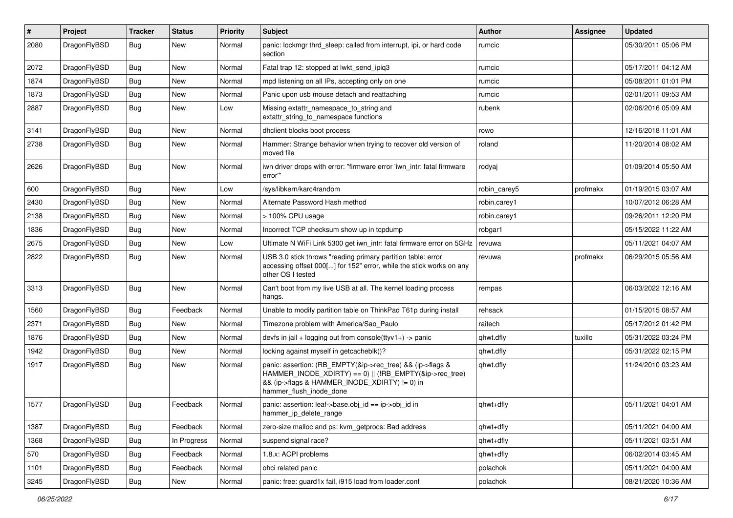| # | Project | Tracker | Status | Priority | Subject | Author | Assignee | Updated |
| --- | --- | --- | --- | --- | --- | --- | --- | --- |
| 2080 | DragonFlyBSD | Bug | New | Normal | panic: lockmgr thrd_sleep: called from interrupt, ipi, or hard code section | rumcic | | 05/30/2011 05:06 PM |
| 2072 | DragonFlyBSD | Bug | New | Normal | Fatal trap 12: stopped at lwkt_send_ipiq3 | rumcic | | 05/17/2011 04:12 AM |
| 1874 | DragonFlyBSD | Bug | New | Normal | mpd listening on all IPs, accepting only on one | rumcic | | 05/08/2011 01:01 PM |
| 1873 | DragonFlyBSD | Bug | New | Normal | Panic upon usb mouse detach and reattaching | rumcic | | 02/01/2011 09:53 AM |
| 2887 | DragonFlyBSD | Bug | New | Low | Missing extattr_namespace_to_string and extattr_string_to_namespace functions | rubenk | | 02/06/2016 05:09 AM |
| 3141 | DragonFlyBSD | Bug | New | Normal | dhclient blocks boot process | rowo | | 12/16/2018 11:01 AM |
| 2738 | DragonFlyBSD | Bug | New | Normal | Hammer: Strange behavior when trying to recover old version of moved file | roland | | 11/20/2014 08:02 AM |
| 2626 | DragonFlyBSD | Bug | New | Normal | iwn driver drops with error: "firmware error 'iwn_intr: fatal firmware error'" | rodyaj | | 01/09/2014 05:50 AM |
| 600 | DragonFlyBSD | Bug | New | Low | /sys/libkern/karc4random | robin_carey5 | profmakx | 01/19/2015 03:07 AM |
| 2430 | DragonFlyBSD | Bug | New | Normal | Alternate Password Hash method | robin.carey1 | | 10/07/2012 06:28 AM |
| 2138 | DragonFlyBSD | Bug | New | Normal | > 100% CPU usage | robin.carey1 | | 09/26/2011 12:20 PM |
| 1836 | DragonFlyBSD | Bug | New | Normal | Incorrect TCP checksum show up in tcpdump | robgar1 | | 05/15/2022 11:22 AM |
| 2675 | DragonFlyBSD | Bug | New | Low | Ultimate N WiFi Link 5300 get iwn_intr: fatal firmware error on 5GHz | revuwa | | 05/11/2021 04:07 AM |
| 2822 | DragonFlyBSD | Bug | New | Normal | USB 3.0 stick throws "reading primary partition table: error accessing offset 000[...] for 152" error, while the stick works on any other OS I tested | revuwa | profmakx | 06/29/2015 05:56 AM |
| 3313 | DragonFlyBSD | Bug | New | Normal | Can't boot from my live USB at all. The kernel loading process hangs. | rempas | | 06/03/2022 12:16 AM |
| 1560 | DragonFlyBSD | Bug | Feedback | Normal | Unable to modify partition table on ThinkPad T61p during install | rehsack | | 01/15/2015 08:57 AM |
| 2371 | DragonFlyBSD | Bug | New | Normal | Timezone problem with America/Sao_Paulo | raitech | | 05/17/2012 01:42 PM |
| 1876 | DragonFlyBSD | Bug | New | Normal | devfs in jail + logging out from console(ttyv1+) -> panic | qhwt.dfly | tuxillo | 05/31/2022 03:24 PM |
| 1942 | DragonFlyBSD | Bug | New | Normal | locking against myself in getcacheblk()? | qhwt.dfly | | 05/31/2022 02:15 PM |
| 1917 | DragonFlyBSD | Bug | New | Normal | panic: assertion: (RB_EMPTY(&ip->rec_tree) && (ip->flags & HAMMER_INODE_XDIRTY) == 0) \|\| (!RB_EMPTY(&ip->rec_tree) && (ip->flags & HAMMER_INODE_XDIRTY) != 0) in hammer_flush_inode_done | qhwt.dfly | | 11/24/2010 03:23 AM |
| 1577 | DragonFlyBSD | Bug | Feedback | Normal | panic: assertion: leaf->base.obj_id == ip->obj_id in hammer_ip_delete_range | qhwt+dfly | | 05/11/2021 04:01 AM |
| 1387 | DragonFlyBSD | Bug | Feedback | Normal | zero-size malloc and ps: kvm_getprocs: Bad address | qhwt+dfly | | 05/11/2021 04:00 AM |
| 1368 | DragonFlyBSD | Bug | In Progress | Normal | suspend signal race? | qhwt+dfly | | 05/11/2021 03:51 AM |
| 570 | DragonFlyBSD | Bug | Feedback | Normal | 1.8.x: ACPI problems | qhwt+dfly | | 06/02/2014 03:45 AM |
| 1101 | DragonFlyBSD | Bug | Feedback | Normal | ohci related panic | polachok | | 05/11/2021 04:00 AM |
| 3245 | DragonFlyBSD | Bug | New | Normal | panic: free: guard1x fail, i915 load from loader.conf | polachok | | 08/21/2020 10:36 AM |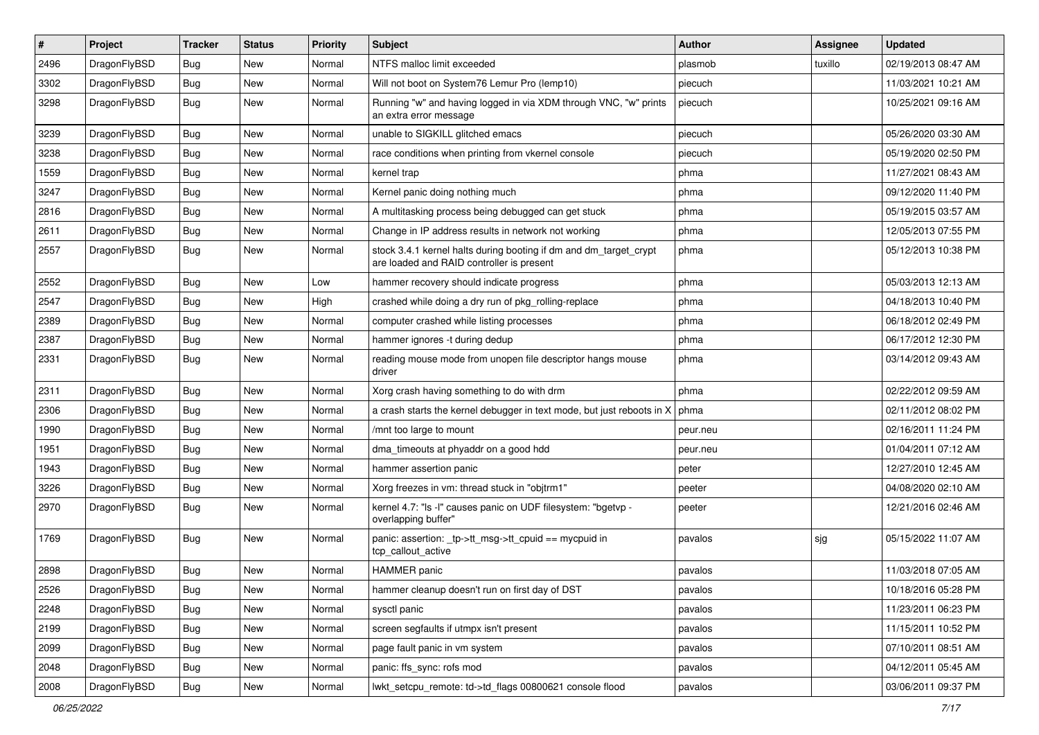| # | Project | Tracker | Status | Priority | Subject | Author | Assignee | Updated |
|---|---|---|---|---|---|---|---|---|
| 2496 | DragonFlyBSD | Bug | New | Normal | NTFS malloc limit exceeded | plasmob | tuxillo | 02/19/2013 08:47 AM |
| 3302 | DragonFlyBSD | Bug | New | Normal | Will not boot on System76 Lemur Pro (lemp10) | piecuch | | 11/03/2021 10:21 AM |
| 3298 | DragonFlyBSD | Bug | New | Normal | Running "w" and having logged in via XDM through VNC, "w" prints an extra error message | piecuch | | 10/25/2021 09:16 AM |
| 3239 | DragonFlyBSD | Bug | New | Normal | unable to SIGKILL glitched emacs | piecuch | | 05/26/2020 03:30 AM |
| 3238 | DragonFlyBSD | Bug | New | Normal | race conditions when printing from vkernel console | piecuch | | 05/19/2020 02:50 PM |
| 1559 | DragonFlyBSD | Bug | New | Normal | kernel trap | phma | | 11/27/2021 08:43 AM |
| 3247 | DragonFlyBSD | Bug | New | Normal | Kernel panic doing nothing much | phma | | 09/12/2020 11:40 PM |
| 2816 | DragonFlyBSD | Bug | New | Normal | A multitasking process being debugged can get stuck | phma | | 05/19/2015 03:57 AM |
| 2611 | DragonFlyBSD | Bug | New | Normal | Change in IP address results in network not working | phma | | 12/05/2013 07:55 PM |
| 2557 | DragonFlyBSD | Bug | New | Normal | stock 3.4.1 kernel halts during booting if dm and dm_target_crypt are loaded and RAID controller is present | phma | | 05/12/2013 10:38 PM |
| 2552 | DragonFlyBSD | Bug | New | Low | hammer recovery should indicate progress | phma | | 05/03/2013 12:13 AM |
| 2547 | DragonFlyBSD | Bug | New | High | crashed while doing a dry run of pkg_rolling-replace | phma | | 04/18/2013 10:40 PM |
| 2389 | DragonFlyBSD | Bug | New | Normal | computer crashed while listing processes | phma | | 06/18/2012 02:49 PM |
| 2387 | DragonFlyBSD | Bug | New | Normal | hammer ignores -t during dedup | phma | | 06/17/2012 12:30 PM |
| 2331 | DragonFlyBSD | Bug | New | Normal | reading mouse mode from unopen file descriptor hangs mouse driver | phma | | 03/14/2012 09:43 AM |
| 2311 | DragonFlyBSD | Bug | New | Normal | Xorg crash having something to do with drm | phma | | 02/22/2012 09:59 AM |
| 2306 | DragonFlyBSD | Bug | New | Normal | a crash starts the kernel debugger in text mode, but just reboots in X | phma | | 02/11/2012 08:02 PM |
| 1990 | DragonFlyBSD | Bug | New | Normal | /mnt too large to mount | peur.neu | | 02/16/2011 11:24 PM |
| 1951 | DragonFlyBSD | Bug | New | Normal | dma_timeouts at phyaddr on a good hdd | peur.neu | | 01/04/2011 07:12 AM |
| 1943 | DragonFlyBSD | Bug | New | Normal | hammer assertion panic | peter | | 12/27/2010 12:45 AM |
| 3226 | DragonFlyBSD | Bug | New | Normal | Xorg freezes in vm: thread stuck in "objtrm1" | peeter | | 04/08/2020 02:10 AM |
| 2970 | DragonFlyBSD | Bug | New | Normal | kernel 4.7: "ls -l" causes panic on UDF filesystem: "bgetvp - overlapping buffer" | peeter | | 12/21/2016 02:46 AM |
| 1769 | DragonFlyBSD | Bug | New | Normal | panic: assertion: _tp->tt_msg->tt_cpuid == mycpuid in tcp_callout_active | pavalos | sjg | 05/15/2022 11:07 AM |
| 2898 | DragonFlyBSD | Bug | New | Normal | HAMMER panic | pavalos | | 11/03/2018 07:05 AM |
| 2526 | DragonFlyBSD | Bug | New | Normal | hammer cleanup doesn't run on first day of DST | pavalos | | 10/18/2016 05:28 PM |
| 2248 | DragonFlyBSD | Bug | New | Normal | sysctl panic | pavalos | | 11/23/2011 06:23 PM |
| 2199 | DragonFlyBSD | Bug | New | Normal | screen segfaults if utmpx isn't present | pavalos | | 11/15/2011 10:52 PM |
| 2099 | DragonFlyBSD | Bug | New | Normal | page fault panic in vm system | pavalos | | 07/10/2011 08:51 AM |
| 2048 | DragonFlyBSD | Bug | New | Normal | panic: ffs_sync: rofs mod | pavalos | | 04/12/2011 05:45 AM |
| 2008 | DragonFlyBSD | Bug | New | Normal | lwkt_setcpu_remote: td->td_flags 00800621 console flood | pavalos | | 03/06/2011 09:37 PM |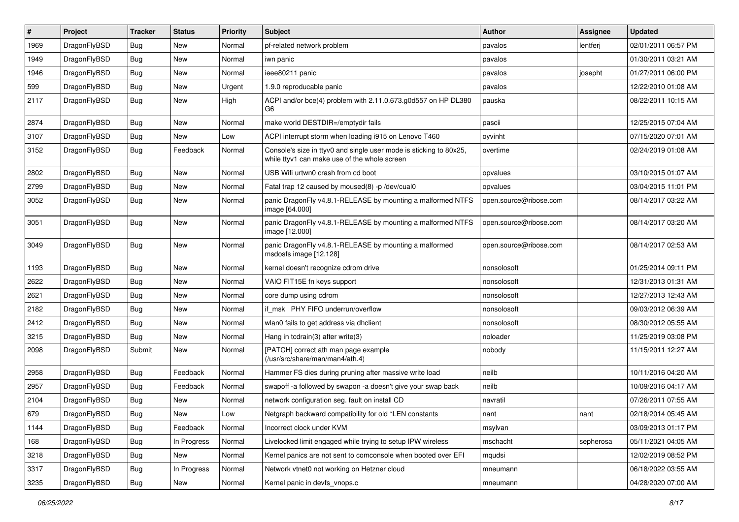| # | Project | Tracker | Status | Priority | Subject | Author | Assignee | Updated |
|---|---|---|---|---|---|---|---|---|
| 1969 | DragonFlyBSD | Bug | New | Normal | pf-related network problem | pavalos | lentferj | 02/01/2011 06:57 PM |
| 1949 | DragonFlyBSD | Bug | New | Normal | iwn panic | pavalos | | 01/30/2011 03:21 AM |
| 1946 | DragonFlyBSD | Bug | New | Normal | ieee80211 panic | pavalos | josepht | 01/27/2011 06:00 PM |
| 599 | DragonFlyBSD | Bug | New | Urgent | 1.9.0 reproducable panic | pavalos | | 12/22/2010 01:08 AM |
| 2117 | DragonFlyBSD | Bug | New | High | ACPI and/or bce(4) problem with 2.11.0.673.g0d557 on HP DL380 G6 | pauska | | 08/22/2011 10:15 AM |
| 2874 | DragonFlyBSD | Bug | New | Normal | make world DESTDIR=/emptydir fails | pascii | | 12/25/2015 07:04 AM |
| 3107 | DragonFlyBSD | Bug | New | Low | ACPI interrupt storm when loading i915 on Lenovo T460 | oyvinht | | 07/15/2020 07:01 AM |
| 3152 | DragonFlyBSD | Bug | Feedback | Normal | Console's size in ttyv0 and single user mode is sticking to 80x25, while ttyv1 can make use of the whole screen | overtime | | 02/24/2019 01:08 AM |
| 2802 | DragonFlyBSD | Bug | New | Normal | USB Wifi urtwn0 crash from cd boot | opvalues | | 03/10/2015 01:07 AM |
| 2799 | DragonFlyBSD | Bug | New | Normal | Fatal trap 12 caused by moused(8) -p /dev/cual0 | opvalues | | 03/04/2015 11:01 PM |
| 3052 | DragonFlyBSD | Bug | New | Normal | panic DragonFly v4.8.1-RELEASE by mounting a malformed NTFS image [64.000] | open.source@ribose.com | | 08/14/2017 03:22 AM |
| 3051 | DragonFlyBSD | Bug | New | Normal | panic DragonFly v4.8.1-RELEASE by mounting a malformed NTFS image [12.000] | open.source@ribose.com | | 08/14/2017 03:20 AM |
| 3049 | DragonFlyBSD | Bug | New | Normal | panic DragonFly v4.8.1-RELEASE by mounting a malformed msdosfs image [12.128] | open.source@ribose.com | | 08/14/2017 02:53 AM |
| 1193 | DragonFlyBSD | Bug | New | Normal | kernel doesn't recognize cdrom drive | nonsolosoft | | 01/25/2014 09:11 PM |
| 2622 | DragonFlyBSD | Bug | New | Normal | VAIO FIT15E fn keys support | nonsolosoft | | 12/31/2013 01:31 AM |
| 2621 | DragonFlyBSD | Bug | New | Normal | core dump using cdrom | nonsolosoft | | 12/27/2013 12:43 AM |
| 2182 | DragonFlyBSD | Bug | New | Normal | if_msk PHY FIFO underrun/overflow | nonsolosoft | | 09/03/2012 06:39 AM |
| 2412 | DragonFlyBSD | Bug | New | Normal | wlan0 fails to get address via dhclient | nonsolosoft | | 08/30/2012 05:55 AM |
| 3215 | DragonFlyBSD | Bug | New | Normal | Hang in tcdrain(3) after write(3) | noloader | | 11/25/2019 03:08 PM |
| 2098 | DragonFlyBSD | Submit | New | Normal | [PATCH] correct ath man page example (/usr/src/share/man/man4/ath.4) | nobody | | 11/15/2011 12:27 AM |
| 2958 | DragonFlyBSD | Bug | Feedback | Normal | Hammer FS dies during pruning after massive write load | neilb | | 10/11/2016 04:20 AM |
| 2957 | DragonFlyBSD | Bug | Feedback | Normal | swapoff -a followed by swapon -a doesn't give your swap back | neilb | | 10/09/2016 04:17 AM |
| 2104 | DragonFlyBSD | Bug | New | Normal | network configuration seg. fault on install CD | navratil | | 07/26/2011 07:55 AM |
| 679 | DragonFlyBSD | Bug | New | Low | Netgraph backward compatibility for old *LEN constants | nant | nant | 02/18/2014 05:45 AM |
| 1144 | DragonFlyBSD | Bug | Feedback | Normal | Incorrect clock under KVM | msylvan | | 03/09/2013 01:17 PM |
| 168 | DragonFlyBSD | Bug | In Progress | Normal | Livelocked limit engaged while trying to setup IPW wireless | mschacht | sepherosa | 05/11/2021 04:05 AM |
| 3218 | DragonFlyBSD | Bug | New | Normal | Kernel panics are not sent to comconsole when booted over EFI | mqudsi | | 12/02/2019 08:52 PM |
| 3317 | DragonFlyBSD | Bug | In Progress | Normal | Network vtnet0 not working on Hetzner cloud | mneumann | | 06/18/2022 03:55 AM |
| 3235 | DragonFlyBSD | Bug | New | Normal | Kernel panic in devfs_vnops.c | mneumann | | 04/28/2020 07:00 AM |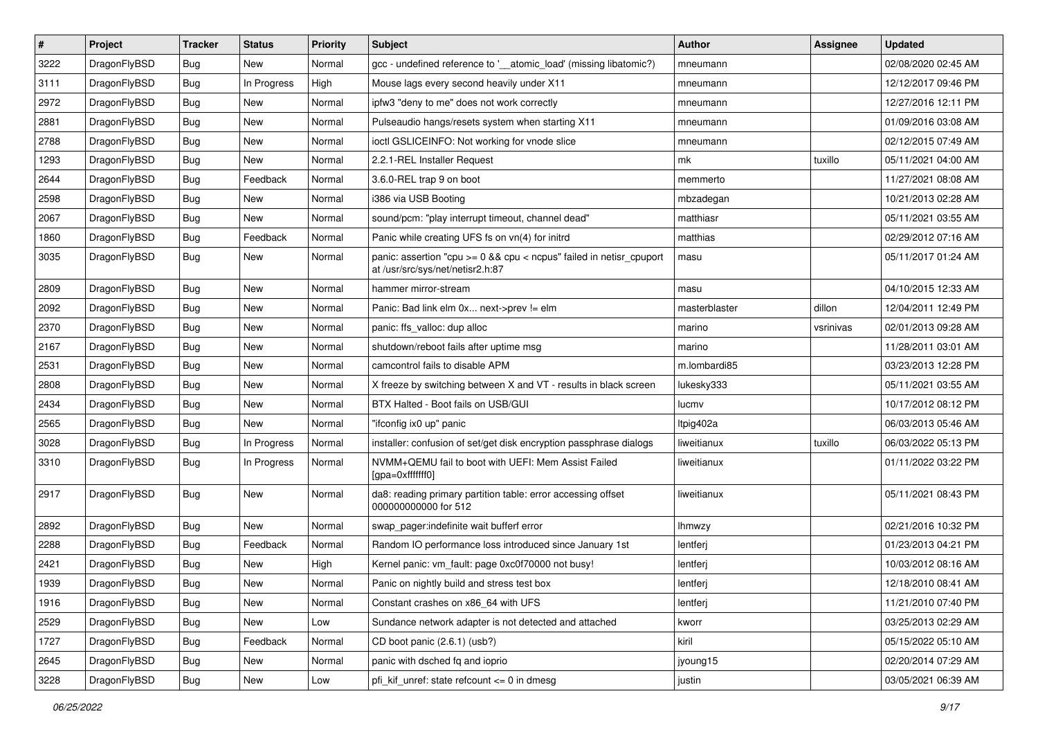| # | Project | Tracker | Status | Priority | Subject | Author | Assignee | Updated |
| --- | --- | --- | --- | --- | --- | --- | --- | --- |
| 3222 | DragonFlyBSD | Bug | New | Normal | gcc - undefined reference to '__atomic_load' (missing libatomic?) | mneumann | | 02/08/2020 02:45 AM |
| 3111 | DragonFlyBSD | Bug | In Progress | High | Mouse lags every second heavily under X11 | mneumann | | 12/12/2017 09:46 PM |
| 2972 | DragonFlyBSD | Bug | New | Normal | ipfw3 "deny to me" does not work correctly | mneumann | | 12/27/2016 12:11 PM |
| 2881 | DragonFlyBSD | Bug | New | Normal | Pulseaudio hangs/resets system when starting X11 | mneumann | | 01/09/2016 03:08 AM |
| 2788 | DragonFlyBSD | Bug | New | Normal | ioctl GSLICEINFO: Not working for vnode slice | mneumann | | 02/12/2015 07:49 AM |
| 1293 | DragonFlyBSD | Bug | New | Normal | 2.2.1-REL Installer Request | mk | tuxillo | 05/11/2021 04:00 AM |
| 2644 | DragonFlyBSD | Bug | Feedback | Normal | 3.6.0-REL trap 9 on boot | memmerto | | 11/27/2021 08:08 AM |
| 2598 | DragonFlyBSD | Bug | New | Normal | i386 via USB Booting | mbzadegan | | 10/21/2013 02:28 AM |
| 2067 | DragonFlyBSD | Bug | New | Normal | sound/pcm: "play interrupt timeout, channel dead" | matthiasr | | 05/11/2021 03:55 AM |
| 1860 | DragonFlyBSD | Bug | Feedback | Normal | Panic while creating UFS fs on vn(4) for initrd | matthias | | 02/29/2012 07:16 AM |
| 3035 | DragonFlyBSD | Bug | New | Normal | panic: assertion "cpu >= 0 && cpu < ncpus" failed in netisr_cpuport at /usr/src/sys/net/netisr2.h:87 | masu | | 05/11/2017 01:24 AM |
| 2809 | DragonFlyBSD | Bug | New | Normal | hammer mirror-stream | masu | | 04/10/2015 12:33 AM |
| 2092 | DragonFlyBSD | Bug | New | Normal | Panic: Bad link elm 0x... next->prev != elm | masterblaster | dillon | 12/04/2011 12:49 PM |
| 2370 | DragonFlyBSD | Bug | New | Normal | panic: ffs_valloc: dup alloc | marino | vsrinivas | 02/01/2013 09:28 AM |
| 2167 | DragonFlyBSD | Bug | New | Normal | shutdown/reboot fails after uptime msg | marino | | 11/28/2011 03:01 AM |
| 2531 | DragonFlyBSD | Bug | New | Normal | camcontrol fails to disable APM | m.lombardi85 | | 03/23/2013 12:28 PM |
| 2808 | DragonFlyBSD | Bug | New | Normal | X freeze by switching between X and VT - results in black screen | lukesky333 | | 05/11/2021 03:55 AM |
| 2434 | DragonFlyBSD | Bug | New | Normal | BTX Halted - Boot fails on USB/GUI | lucmv | | 10/17/2012 08:12 PM |
| 2565 | DragonFlyBSD | Bug | New | Normal | "ifconfig ix0 up" panic | ltpig402a | | 06/03/2013 05:46 AM |
| 3028 | DragonFlyBSD | Bug | In Progress | Normal | installer: confusion of set/get disk encryption passphrase dialogs | liweitianux | tuxillo | 06/03/2022 05:13 PM |
| 3310 | DragonFlyBSD | Bug | In Progress | Normal | NVMM+QEMU fail to boot with UEFI: Mem Assist Failed [gpa=0xfffffff0] | liweitianux | | 01/11/2022 03:22 PM |
| 2917 | DragonFlyBSD | Bug | New | Normal | da8: reading primary partition table: error accessing offset 000000000000 for 512 | liweitianux | | 05/11/2021 08:43 PM |
| 2892 | DragonFlyBSD | Bug | New | Normal | swap_pager:indefinite wait bufferf error | lhmwzy | | 02/21/2016 10:32 PM |
| 2288 | DragonFlyBSD | Bug | Feedback | Normal | Random IO performance loss introduced since January 1st | lentferj | | 01/23/2013 04:21 PM |
| 2421 | DragonFlyBSD | Bug | New | High | Kernel panic: vm_fault: page 0xc0f70000 not busy! | lentferj | | 10/03/2012 08:16 AM |
| 1939 | DragonFlyBSD | Bug | New | Normal | Panic on nightly build and stress test box | lentferj | | 12/18/2010 08:41 AM |
| 1916 | DragonFlyBSD | Bug | New | Normal | Constant crashes on x86_64 with UFS | lentferj | | 11/21/2010 07:40 PM |
| 2529 | DragonFlyBSD | Bug | New | Low | Sundance network adapter is not detected and attached | kworr | | 03/25/2013 02:29 AM |
| 1727 | DragonFlyBSD | Bug | Feedback | Normal | CD boot panic (2.6.1) (usb?) | kiril | | 05/15/2022 05:10 AM |
| 2645 | DragonFlyBSD | Bug | New | Normal | panic with dsched fq and ioprio | jyoung15 | | 02/20/2014 07:29 AM |
| 3228 | DragonFlyBSD | Bug | New | Low | pfi_kif_unref: state refcount <= 0 in dmesg | justin | | 03/05/2021 06:39 AM |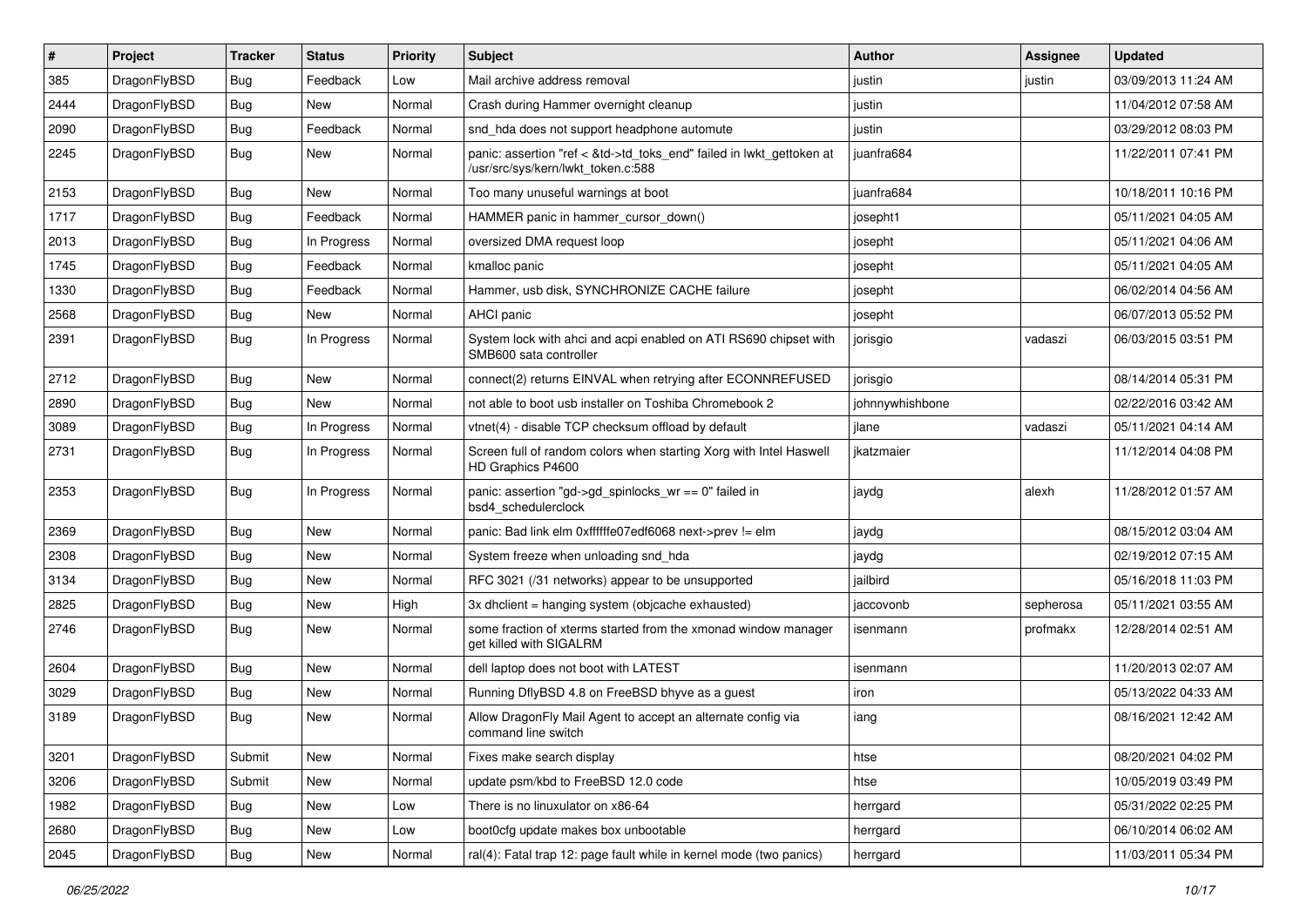| # | Project | Tracker | Status | Priority | Subject | Author | Assignee | Updated |
|---|---|---|---|---|---|---|---|---|
| 385 | DragonFlyBSD | Bug | Feedback | Low | Mail archive address removal | justin | justin | 03/09/2013 11:24 AM |
| 2444 | DragonFlyBSD | Bug | New | Normal | Crash during Hammer overnight cleanup | justin | | 11/04/2012 07:58 AM |
| 2090 | DragonFlyBSD | Bug | Feedback | Normal | snd_hda does not support headphone automute | justin | | 03/29/2012 08:03 PM |
| 2245 | DragonFlyBSD | Bug | New | Normal | panic: assertion "ref < &td->td_toks_end" failed in lwkt_gettoken at /usr/src/sys/kern/lwkt_token.c:588 | juanfra684 | | 11/22/2011 07:41 PM |
| 2153 | DragonFlyBSD | Bug | New | Normal | Too many unuseful warnings at boot | juanfra684 | | 10/18/2011 10:16 PM |
| 1717 | DragonFlyBSD | Bug | Feedback | Normal | HAMMER panic in hammer_cursor_down() | josepht1 | | 05/11/2021 04:05 AM |
| 2013 | DragonFlyBSD | Bug | In Progress | Normal | oversized DMA request loop | josepht | | 05/11/2021 04:06 AM |
| 1745 | DragonFlyBSD | Bug | Feedback | Normal | kmalloc panic | josepht | | 05/11/2021 04:05 AM |
| 1330 | DragonFlyBSD | Bug | Feedback | Normal | Hammer, usb disk, SYNCHRONIZE CACHE failure | josepht | | 06/02/2014 04:56 AM |
| 2568 | DragonFlyBSD | Bug | New | Normal | AHCI panic | josepht | | 06/07/2013 05:52 PM |
| 2391 | DragonFlyBSD | Bug | In Progress | Normal | System lock with ahci and acpi enabled on ATI RS690 chipset with SMB600 sata controller | jorisgio | vadaszi | 06/03/2015 03:51 PM |
| 2712 | DragonFlyBSD | Bug | New | Normal | connect(2) returns EINVAL when retrying after ECONNREFUSED | jorisgio | | 08/14/2014 05:31 PM |
| 2890 | DragonFlyBSD | Bug | New | Normal | not able to boot usb installer on Toshiba Chromebook 2 | johnnywhishbone | | 02/22/2016 03:42 AM |
| 3089 | DragonFlyBSD | Bug | In Progress | Normal | vtnet(4) - disable TCP checksum offload by default | jlane | vadaszi | 05/11/2021 04:14 AM |
| 2731 | DragonFlyBSD | Bug | In Progress | Normal | Screen full of random colors when starting Xorg with Intel Haswell HD Graphics P4600 | jkatzmaier | | 11/12/2014 04:08 PM |
| 2353 | DragonFlyBSD | Bug | In Progress | Normal | panic: assertion "gd->gd_spinlocks_wr == 0" failed in bsd4_schedulerclock | jaydg | alexh | 11/28/2012 01:57 AM |
| 2369 | DragonFlyBSD | Bug | New | Normal | panic: Bad link elm 0xffffffe07edf6068 next->prev != elm | jaydg | | 08/15/2012 03:04 AM |
| 2308 | DragonFlyBSD | Bug | New | Normal | System freeze when unloading snd_hda | jaydg | | 02/19/2012 07:15 AM |
| 3134 | DragonFlyBSD | Bug | New | Normal | RFC 3021 (/31 networks) appear to be unsupported | jailbird | | 05/16/2018 11:03 PM |
| 2825 | DragonFlyBSD | Bug | New | High | 3x dhclient = hanging system (objcache exhausted) | jaccovonb | sepherosa | 05/11/2021 03:55 AM |
| 2746 | DragonFlyBSD | Bug | New | Normal | some fraction of xterms started from the xmonad window manager get killed with SIGALRM | isenmann | profmakx | 12/28/2014 02:51 AM |
| 2604 | DragonFlyBSD | Bug | New | Normal | dell laptop does not boot with LATEST | isenmann | | 11/20/2013 02:07 AM |
| 3029 | DragonFlyBSD | Bug | New | Normal | Running DflyBSD 4.8 on FreeBSD bhyve as a guest | iron | | 05/13/2022 04:33 AM |
| 3189 | DragonFlyBSD | Bug | New | Normal | Allow DragonFly Mail Agent to accept an alternate config via command line switch | iang | | 08/16/2021 12:42 AM |
| 3201 | DragonFlyBSD | Submit | New | Normal | Fixes make search display | htse | | 08/20/2021 04:02 PM |
| 3206 | DragonFlyBSD | Submit | New | Normal | update psm/kbd to FreeBSD 12.0 code | htse | | 10/05/2019 03:49 PM |
| 1982 | DragonFlyBSD | Bug | New | Low | There is no linuxulator on x86-64 | herrgard | | 05/31/2022 02:25 PM |
| 2680 | DragonFlyBSD | Bug | New | Low | boot0cfg update makes box unbootable | herrgard | | 06/10/2014 06:02 AM |
| 2045 | DragonFlyBSD | Bug | New | Normal | ral(4): Fatal trap 12: page fault while in kernel mode (two panics) | herrgard | | 11/03/2011 05:34 PM |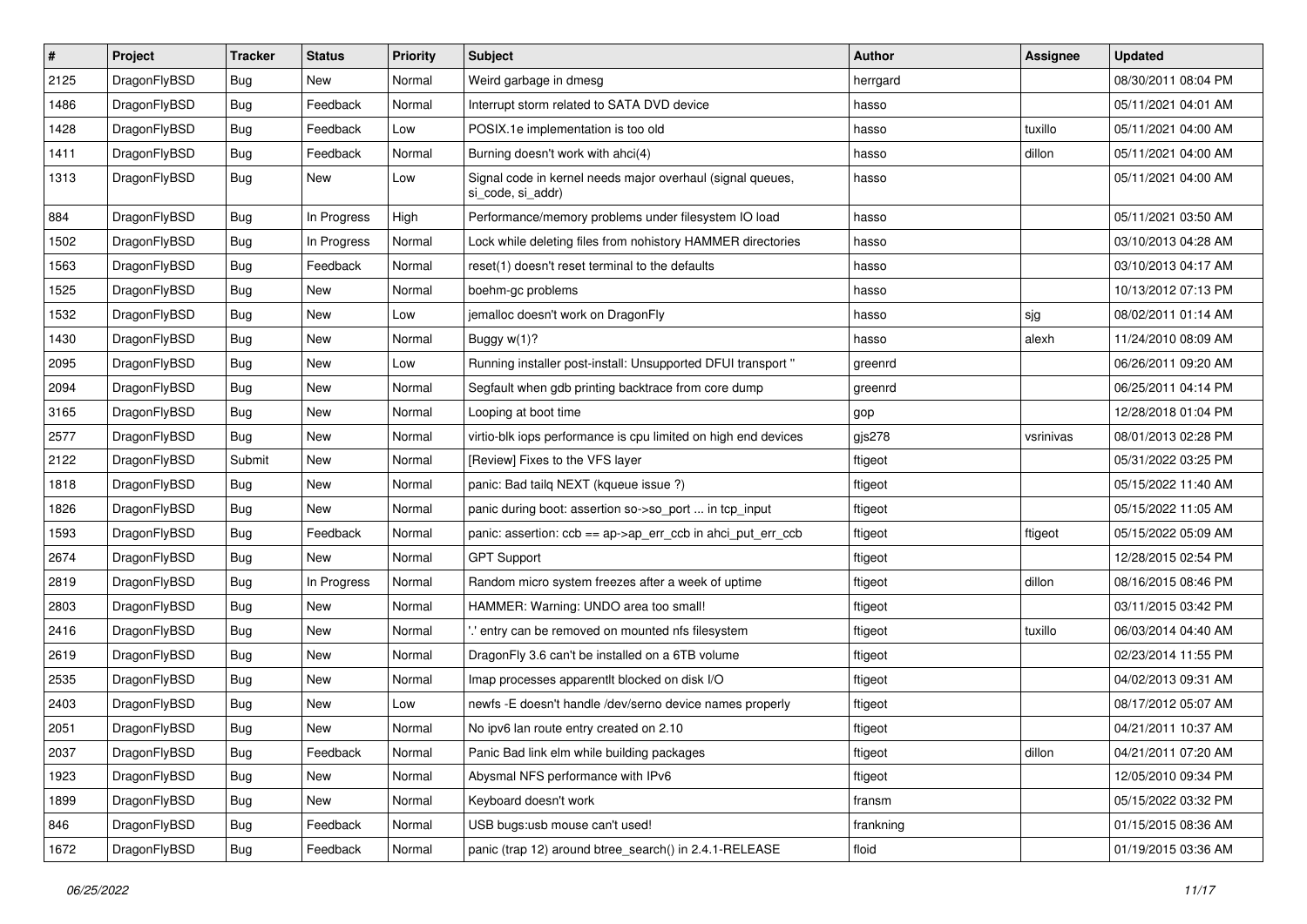| # | Project | Tracker | Status | Priority | Subject | Author | Assignee | Updated |
|---|---|---|---|---|---|---|---|---|
| 2125 | DragonFlyBSD | Bug | New | Normal | Weird garbage in dmesg | herrgard | | 08/30/2011 08:04 PM |
| 1486 | DragonFlyBSD | Bug | Feedback | Normal | Interrupt storm related to SATA DVD device | hasso | | 05/11/2021 04:01 AM |
| 1428 | DragonFlyBSD | Bug | Feedback | Low | POSIX.1e implementation is too old | hasso | tuxillo | 05/11/2021 04:00 AM |
| 1411 | DragonFlyBSD | Bug | Feedback | Normal | Burning doesn't work with ahci(4) | hasso | dillon | 05/11/2021 04:00 AM |
| 1313 | DragonFlyBSD | Bug | New | Low | Signal code in kernel needs major overhaul (signal queues, si_code, si_addr) | hasso | | 05/11/2021 04:00 AM |
| 884 | DragonFlyBSD | Bug | In Progress | High | Performance/memory problems under filesystem IO load | hasso | | 05/11/2021 03:50 AM |
| 1502 | DragonFlyBSD | Bug | In Progress | Normal | Lock while deleting files from nohistory HAMMER directories | hasso | | 03/10/2013 04:28 AM |
| 1563 | DragonFlyBSD | Bug | Feedback | Normal | reset(1) doesn't reset terminal to the defaults | hasso | | 03/10/2013 04:17 AM |
| 1525 | DragonFlyBSD | Bug | New | Normal | boehm-gc problems | hasso | | 10/13/2012 07:13 PM |
| 1532 | DragonFlyBSD | Bug | New | Low | jemalloc doesn't work on DragonFly | hasso | sjg | 08/02/2011 01:14 AM |
| 1430 | DragonFlyBSD | Bug | New | Normal | Buggy w(1)? | hasso | alexh | 11/24/2010 08:09 AM |
| 2095 | DragonFlyBSD | Bug | New | Low | Running installer post-install: Unsupported DFUI transport " | greenrd | | 06/26/2011 09:20 AM |
| 2094 | DragonFlyBSD | Bug | New | Normal | Segfault when gdb printing backtrace from core dump | greenrd | | 06/25/2011 04:14 PM |
| 3165 | DragonFlyBSD | Bug | New | Normal | Looping at boot time | gop | | 12/28/2018 01:04 PM |
| 2577 | DragonFlyBSD | Bug | New | Normal | virtio-blk iops performance is cpu limited on high end devices | gjs278 | vsrinivas | 08/01/2013 02:28 PM |
| 2122 | DragonFlyBSD | Submit | New | Normal | [Review] Fixes to the VFS layer | ftigeot | | 05/31/2022 03:25 PM |
| 1818 | DragonFlyBSD | Bug | New | Normal | panic: Bad tailq NEXT (kqueue issue ?) | ftigeot | | 05/15/2022 11:40 AM |
| 1826 | DragonFlyBSD | Bug | New | Normal | panic during boot: assertion so->so_port ... in tcp_input | ftigeot | | 05/15/2022 11:05 AM |
| 1593 | DragonFlyBSD | Bug | Feedback | Normal | panic: assertion: ccb == ap->ap_err_ccb in ahci_put_err_ccb | ftigeot | ftigeot | 05/15/2022 05:09 AM |
| 2674 | DragonFlyBSD | Bug | New | Normal | GPT Support | ftigeot | | 12/28/2015 02:54 PM |
| 2819 | DragonFlyBSD | Bug | In Progress | Normal | Random micro system freezes after a week of uptime | ftigeot | dillon | 08/16/2015 08:46 PM |
| 2803 | DragonFlyBSD | Bug | New | Normal | HAMMER: Warning: UNDO area too small! | ftigeot | | 03/11/2015 03:42 PM |
| 2416 | DragonFlyBSD | Bug | New | Normal | '.' entry can be removed on mounted nfs filesystem | ftigeot | tuxillo | 06/03/2014 04:40 AM |
| 2619 | DragonFlyBSD | Bug | New | Normal | DragonFly 3.6 can't be installed on a 6TB volume | ftigeot | | 02/23/2014 11:55 PM |
| 2535 | DragonFlyBSD | Bug | New | Normal | Imap processes apparentlt blocked on disk I/O | ftigeot | | 04/02/2013 09:31 AM |
| 2403 | DragonFlyBSD | Bug | New | Low | newfs -E doesn't handle /dev/serno device names properly | ftigeot | | 08/17/2012 05:07 AM |
| 2051 | DragonFlyBSD | Bug | New | Normal | No ipv6 lan route entry created on 2.10 | ftigeot | | 04/21/2011 10:37 AM |
| 2037 | DragonFlyBSD | Bug | Feedback | Normal | Panic Bad link elm while building packages | ftigeot | dillon | 04/21/2011 07:20 AM |
| 1923 | DragonFlyBSD | Bug | New | Normal | Abysmal NFS performance with IPv6 | ftigeot | | 12/05/2010 09:34 PM |
| 1899 | DragonFlyBSD | Bug | New | Normal | Keyboard doesn't work | fransm | | 05/15/2022 03:32 PM |
| 846 | DragonFlyBSD | Bug | Feedback | Normal | USB bugs:usb mouse can't used! | frankning | | 01/15/2015 08:36 AM |
| 1672 | DragonFlyBSD | Bug | Feedback | Normal | panic (trap 12) around btree_search() in 2.4.1-RELEASE | floid | | 01/19/2015 03:36 AM |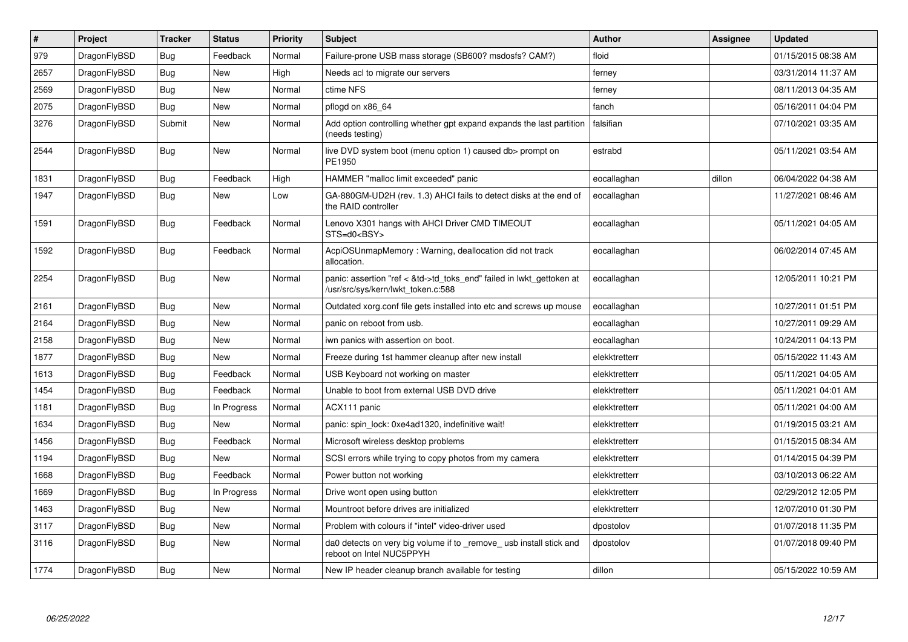| # | Project | Tracker | Status | Priority | Subject | Author | Assignee | Updated |
|---|---|---|---|---|---|---|---|---|
| 979 | DragonFlyBSD | Bug | Feedback | Normal | Failure-prone USB mass storage (SB600? msdosfs? CAM?) | floid | | 01/15/2015 08:38 AM |
| 2657 | DragonFlyBSD | Bug | New | High | Needs acl to migrate our servers | ferney | | 03/31/2014 11:37 AM |
| 2569 | DragonFlyBSD | Bug | New | Normal | ctime NFS | ferney | | 08/11/2013 04:35 AM |
| 2075 | DragonFlyBSD | Bug | New | Normal | pflogd on x86_64 | fanch | | 05/16/2011 04:04 PM |
| 3276 | DragonFlyBSD | Submit | New | Normal | Add option controlling whether gpt expand expands the last partition (needs testing) | falsifian | | 07/10/2021 03:35 AM |
| 2544 | DragonFlyBSD | Bug | New | Normal | live DVD system boot (menu option 1) caused db> prompt on PE1950 | estrabd | | 05/11/2021 03:54 AM |
| 1831 | DragonFlyBSD | Bug | Feedback | High | HAMMER "malloc limit exceeded" panic | eocallaghan | dillon | 06/04/2022 04:38 AM |
| 1947 | DragonFlyBSD | Bug | New | Low | GA-880GM-UD2H (rev. 1.3) AHCI fails to detect disks at the end of the RAID controller | eocallaghan | | 11/27/2021 08:46 AM |
| 1591 | DragonFlyBSD | Bug | Feedback | Normal | Lenovo X301 hangs with AHCI Driver CMD TIMEOUT STS=d0<BSY> | eocallaghan | | 05/11/2021 04:05 AM |
| 1592 | DragonFlyBSD | Bug | Feedback | Normal | AcpiOSUnmapMemory : Warning, deallocation did not track allocation. | eocallaghan | | 06/02/2014 07:45 AM |
| 2254 | DragonFlyBSD | Bug | New | Normal | panic: assertion "ref < &td->td_toks_end" failed in lwkt_gettoken at /usr/src/sys/kern/lwkt_token.c:588 | eocallaghan | | 12/05/2011 10:21 PM |
| 2161 | DragonFlyBSD | Bug | New | Normal | Outdated xorg.conf file gets installed into etc and screws up mouse | eocallaghan | | 10/27/2011 01:51 PM |
| 2164 | DragonFlyBSD | Bug | New | Normal | panic on reboot from usb. | eocallaghan | | 10/27/2011 09:29 AM |
| 2158 | DragonFlyBSD | Bug | New | Normal | iwn panics with assertion on boot. | eocallaghan | | 10/24/2011 04:13 PM |
| 1877 | DragonFlyBSD | Bug | New | Normal | Freeze during 1st hammer cleanup after new install | elekktretterr | | 05/15/2022 11:43 AM |
| 1613 | DragonFlyBSD | Bug | Feedback | Normal | USB Keyboard not working on master | elekktretterr | | 05/11/2021 04:05 AM |
| 1454 | DragonFlyBSD | Bug | Feedback | Normal | Unable to boot from external USB DVD drive | elekktretterr | | 05/11/2021 04:01 AM |
| 1181 | DragonFlyBSD | Bug | In Progress | Normal | ACX111 panic | elekktretterr | | 05/11/2021 04:00 AM |
| 1634 | DragonFlyBSD | Bug | New | Normal | panic: spin_lock: 0xe4ad1320, indefinitive wait! | elekktretterr | | 01/19/2015 03:21 AM |
| 1456 | DragonFlyBSD | Bug | Feedback | Normal | Microsoft wireless desktop problems | elekktretterr | | 01/15/2015 08:34 AM |
| 1194 | DragonFlyBSD | Bug | New | Normal | SCSI errors while trying to copy photos from my camera | elekktretterr | | 01/14/2015 04:39 PM |
| 1668 | DragonFlyBSD | Bug | Feedback | Normal | Power button not working | elekktretterr | | 03/10/2013 06:22 AM |
| 1669 | DragonFlyBSD | Bug | In Progress | Normal | Drive wont open using button | elekktretterr | | 02/29/2012 12:05 PM |
| 1463 | DragonFlyBSD | Bug | New | Normal | Mountroot before drives are initialized | elekktretterr | | 12/07/2010 01:30 PM |
| 3117 | DragonFlyBSD | Bug | New | Normal | Problem with colours if "intel" video-driver used | dpostolov | | 01/07/2018 11:35 PM |
| 3116 | DragonFlyBSD | Bug | New | Normal | da0 detects on very big volume if to _remove_ usb install stick and reboot on Intel NUC5PPYH | dpostolov | | 01/07/2018 09:40 PM |
| 1774 | DragonFlyBSD | Bug | New | Normal | New IP header cleanup branch available for testing | dillon | | 05/15/2022 10:59 AM |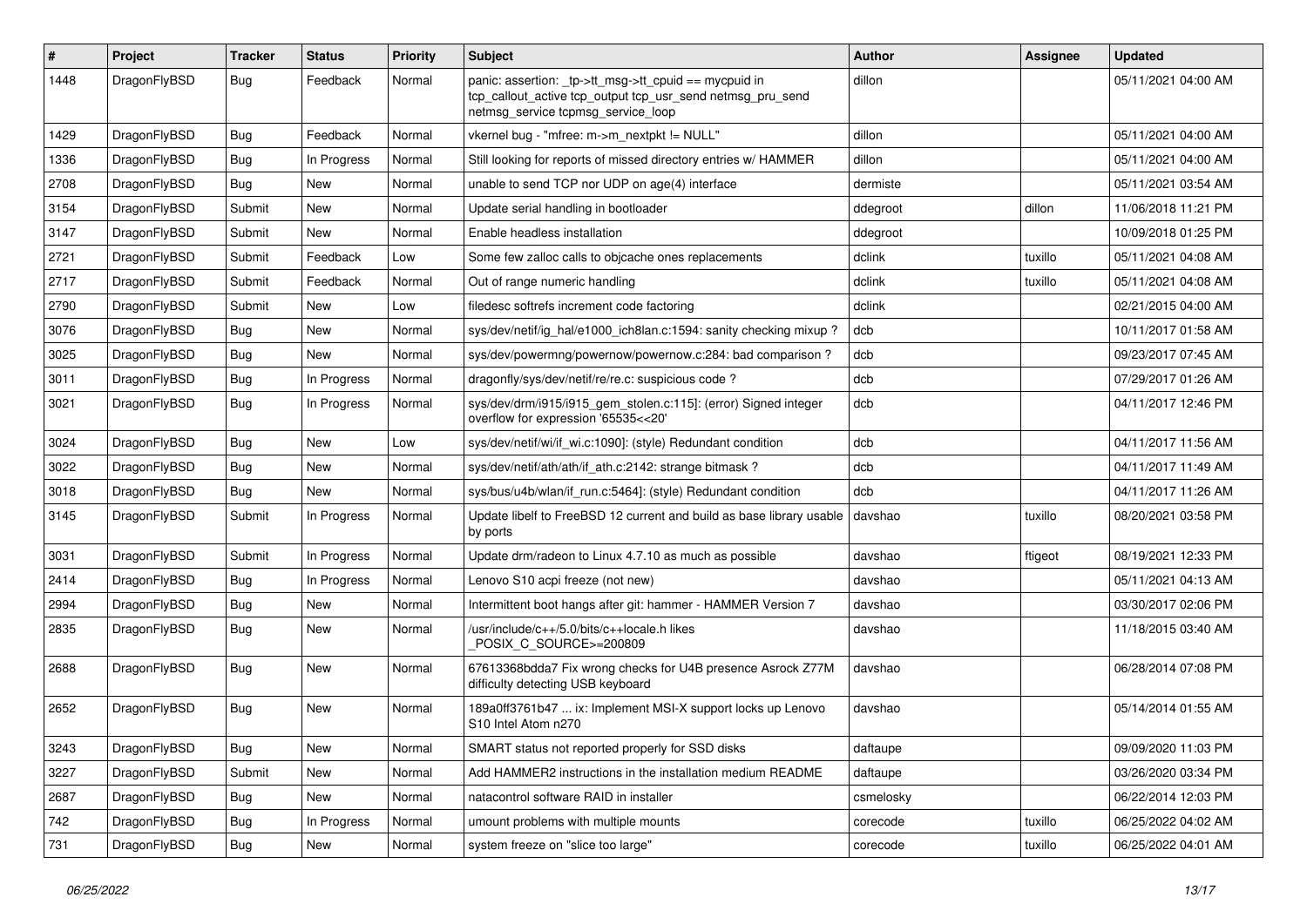| # | Project | Tracker | Status | Priority | Subject | Author | Assignee | Updated |
|---|---|---|---|---|---|---|---|---|
| 1448 | DragonFlyBSD | Bug | Feedback | Normal | panic: assertion: _tp->tt_msg->tt_cpuid == mycpuid in tcp_callout_active tcp_output tcp_usr_send netmsg_pru_send netmsg_service tcpmsg_service_loop | dillon | | 05/11/2021 04:00 AM |
| 1429 | DragonFlyBSD | Bug | Feedback | Normal | vkernel bug - "mfree: m->m_nextpkt != NULL" | dillon | | 05/11/2021 04:00 AM |
| 1336 | DragonFlyBSD | Bug | In Progress | Normal | Still looking for reports of missed directory entries w/ HAMMER | dillon | | 05/11/2021 04:00 AM |
| 2708 | DragonFlyBSD | Bug | New | Normal | unable to send TCP nor UDP on age(4) interface | dermiste | | 05/11/2021 03:54 AM |
| 3154 | DragonFlyBSD | Submit | New | Normal | Update serial handling in bootloader | ddegroot | dillon | 11/06/2018 11:21 PM |
| 3147 | DragonFlyBSD | Submit | New | Normal | Enable headless installation | ddegroot | | 10/09/2018 01:25 PM |
| 2721 | DragonFlyBSD | Submit | Feedback | Low | Some few zalloc calls to objcache ones replacements | dclink | tuxillo | 05/11/2021 04:08 AM |
| 2717 | DragonFlyBSD | Submit | Feedback | Normal | Out of range numeric handling | dclink | tuxillo | 05/11/2021 04:08 AM |
| 2790 | DragonFlyBSD | Submit | New | Low | filedesc softrefs increment code factoring | dclink | | 02/21/2015 04:00 AM |
| 3076 | DragonFlyBSD | Bug | New | Normal | sys/dev/netif/ig_hal/e1000_ich8lan.c:1594: sanity checking mixup ? | dcb | | 10/11/2017 01:58 AM |
| 3025 | DragonFlyBSD | Bug | New | Normal | sys/dev/powermng/powernow/powernow.c:284: bad comparison ? | dcb | | 09/23/2017 07:45 AM |
| 3011 | DragonFlyBSD | Bug | In Progress | Normal | dragonfly/sys/dev/netif/re/re.c: suspicious code ? | dcb | | 07/29/2017 01:26 AM |
| 3021 | DragonFlyBSD | Bug | In Progress | Normal | sys/dev/drm/i915/i915_gem_stolen.c:115]: (error) Signed integer overflow for expression '65535<<20' | dcb | | 04/11/2017 12:46 PM |
| 3024 | DragonFlyBSD | Bug | New | Low | sys/dev/netif/wi/if_wi.c:1090]: (style) Redundant condition | dcb | | 04/11/2017 11:56 AM |
| 3022 | DragonFlyBSD | Bug | New | Normal | sys/dev/netif/ath/ath/if_ath.c:2142: strange bitmask ? | dcb | | 04/11/2017 11:49 AM |
| 3018 | DragonFlyBSD | Bug | New | Normal | sys/bus/u4b/wlan/if_run.c:5464]: (style) Redundant condition | dcb | | 04/11/2017 11:26 AM |
| 3145 | DragonFlyBSD | Submit | In Progress | Normal | Update libelf to FreeBSD 12 current and build as base library usable by ports | davshao | tuxillo | 08/20/2021 03:58 PM |
| 3031 | DragonFlyBSD | Submit | In Progress | Normal | Update drm/radeon to Linux 4.7.10 as much as possible | davshao | ftigeot | 08/19/2021 12:33 PM |
| 2414 | DragonFlyBSD | Bug | In Progress | Normal | Lenovo S10 acpi freeze (not new) | davshao | | 05/11/2021 04:13 AM |
| 2994 | DragonFlyBSD | Bug | New | Normal | Intermittent boot hangs after git: hammer - HAMMER Version 7 | davshao | | 03/30/2017 02:06 PM |
| 2835 | DragonFlyBSD | Bug | New | Normal | /usr/include/c++/5.0/bits/c++locale.h likes _POSIX_C_SOURCE>=200809 | davshao | | 11/18/2015 03:40 AM |
| 2688 | DragonFlyBSD | Bug | New | Normal | 67613368bdda7 Fix wrong checks for U4B presence Asrock Z77M difficulty detecting USB keyboard | davshao | | 06/28/2014 07:08 PM |
| 2652 | DragonFlyBSD | Bug | New | Normal | 189a0ff3761b47 ... ix: Implement MSI-X support locks up Lenovo S10 Intel Atom n270 | davshao | | 05/14/2014 01:55 AM |
| 3243 | DragonFlyBSD | Bug | New | Normal | SMART status not reported properly for SSD disks | daftaupe | | 09/09/2020 11:03 PM |
| 3227 | DragonFlyBSD | Submit | New | Normal | Add HAMMER2 instructions in the installation medium README | daftaupe | | 03/26/2020 03:34 PM |
| 2687 | DragonFlyBSD | Bug | New | Normal | natacontrol software RAID in installer | csmelosky | | 06/22/2014 12:03 PM |
| 742 | DragonFlyBSD | Bug | In Progress | Normal | umount problems with multiple mounts | corecode | tuxillo | 06/25/2022 04:02 AM |
| 731 | DragonFlyBSD | Bug | New | Normal | system freeze on "slice too large" | corecode | tuxillo | 06/25/2022 04:01 AM |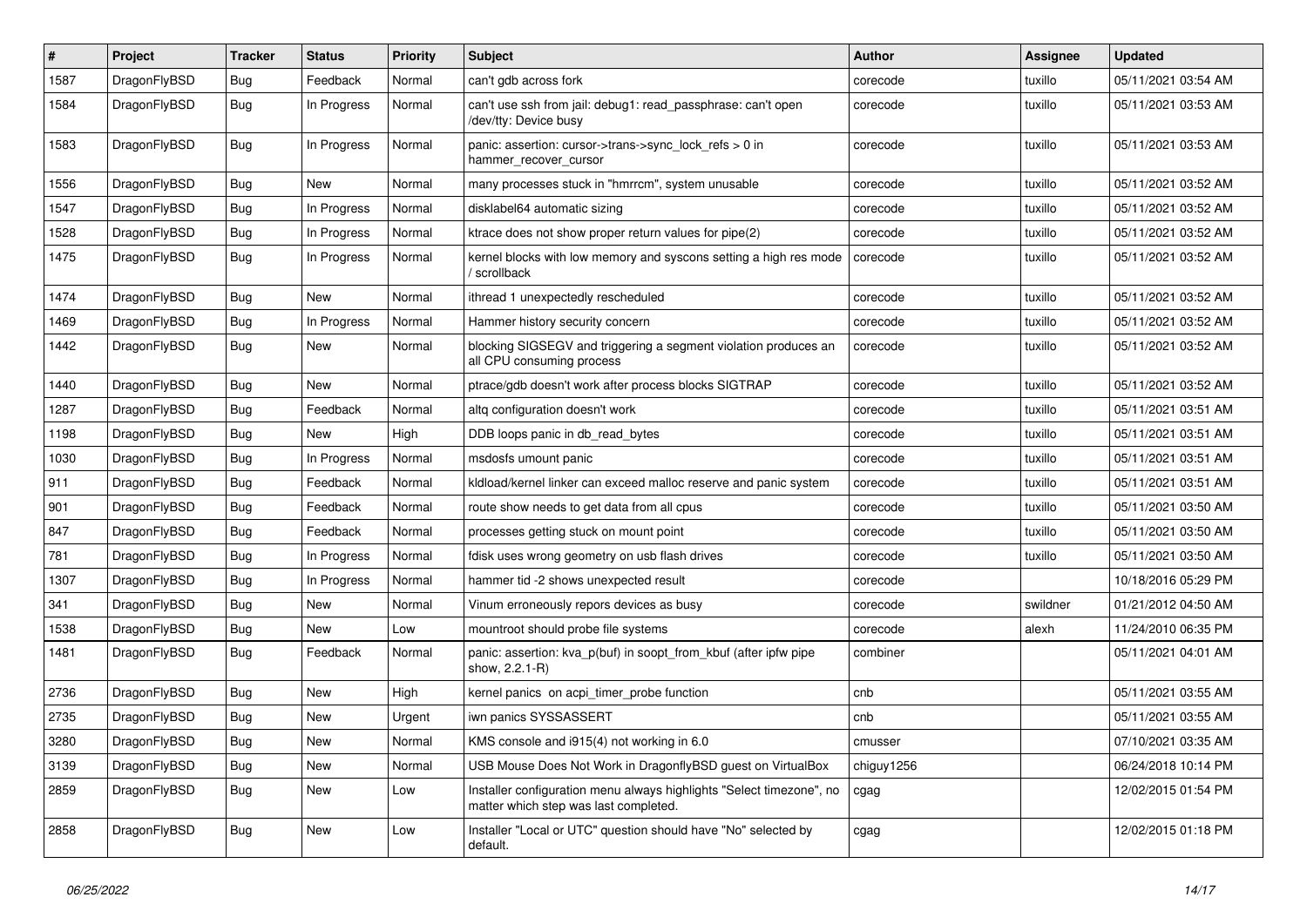| # | Project | Tracker | Status | Priority | Subject | Author | Assignee | Updated |
|---|---|---|---|---|---|---|---|---|
| 1587 | DragonFlyBSD | Bug | Feedback | Normal | can't gdb across fork | corecode | tuxillo | 05/11/2021 03:54 AM |
| 1584 | DragonFlyBSD | Bug | In Progress | Normal | can't use ssh from jail: debug1: read_passphrase: can't open /dev/tty: Device busy | corecode | tuxillo | 05/11/2021 03:53 AM |
| 1583 | DragonFlyBSD | Bug | In Progress | Normal | panic: assertion: cursor->trans->sync_lock_refs > 0 in hammer_recover_cursor | corecode | tuxillo | 05/11/2021 03:53 AM |
| 1556 | DragonFlyBSD | Bug | New | Normal | many processes stuck in "hmrrcm", system unusable | corecode | tuxillo | 05/11/2021 03:52 AM |
| 1547 | DragonFlyBSD | Bug | In Progress | Normal | disklabel64 automatic sizing | corecode | tuxillo | 05/11/2021 03:52 AM |
| 1528 | DragonFlyBSD | Bug | In Progress | Normal | ktrace does not show proper return values for pipe(2) | corecode | tuxillo | 05/11/2021 03:52 AM |
| 1475 | DragonFlyBSD | Bug | In Progress | Normal | kernel blocks with low memory and syscons setting a high res mode / scrollback | corecode | tuxillo | 05/11/2021 03:52 AM |
| 1474 | DragonFlyBSD | Bug | New | Normal | ithread 1 unexpectedly rescheduled | corecode | tuxillo | 05/11/2021 03:52 AM |
| 1469 | DragonFlyBSD | Bug | In Progress | Normal | Hammer history security concern | corecode | tuxillo | 05/11/2021 03:52 AM |
| 1442 | DragonFlyBSD | Bug | New | Normal | blocking SIGSEGV and triggering a segment violation produces an all CPU consuming process | corecode | tuxillo | 05/11/2021 03:52 AM |
| 1440 | DragonFlyBSD | Bug | New | Normal | ptrace/gdb doesn't work after process blocks SIGTRAP | corecode | tuxillo | 05/11/2021 03:52 AM |
| 1287 | DragonFlyBSD | Bug | Feedback | Normal | altq configuration doesn't work | corecode | tuxillo | 05/11/2021 03:51 AM |
| 1198 | DragonFlyBSD | Bug | New | High | DDB loops panic in db_read_bytes | corecode | tuxillo | 05/11/2021 03:51 AM |
| 1030 | DragonFlyBSD | Bug | In Progress | Normal | msdosfs umount panic | corecode | tuxillo | 05/11/2021 03:51 AM |
| 911 | DragonFlyBSD | Bug | Feedback | Normal | kldload/kernel linker can exceed malloc reserve and panic system | corecode | tuxillo | 05/11/2021 03:51 AM |
| 901 | DragonFlyBSD | Bug | Feedback | Normal | route show needs to get data from all cpus | corecode | tuxillo | 05/11/2021 03:50 AM |
| 847 | DragonFlyBSD | Bug | Feedback | Normal | processes getting stuck on mount point | corecode | tuxillo | 05/11/2021 03:50 AM |
| 781 | DragonFlyBSD | Bug | In Progress | Normal | fdisk uses wrong geometry on usb flash drives | corecode | tuxillo | 05/11/2021 03:50 AM |
| 1307 | DragonFlyBSD | Bug | In Progress | Normal | hammer tid -2 shows unexpected result | corecode |  | 10/18/2016 05:29 PM |
| 341 | DragonFlyBSD | Bug | New | Normal | Vinum erroneously repors devices as busy | corecode | swildner | 01/21/2012 04:50 AM |
| 1538 | DragonFlyBSD | Bug | New | Low | mountroot should probe file systems | corecode | alexh | 11/24/2010 06:35 PM |
| 1481 | DragonFlyBSD | Bug | Feedback | Normal | panic: assertion: kva_p(buf) in soopt_from_kbuf (after ipfw pipe show, 2.2.1-R) | combiner |  | 05/11/2021 04:01 AM |
| 2736 | DragonFlyBSD | Bug | New | High | kernel panics on acpi_timer_probe function | cnb |  | 05/11/2021 03:55 AM |
| 2735 | DragonFlyBSD | Bug | New | Urgent | iwn panics SYSSASSERT | cnb |  | 05/11/2021 03:55 AM |
| 3280 | DragonFlyBSD | Bug | New | Normal | KMS console and i915(4) not working in 6.0 | cmusser |  | 07/10/2021 03:35 AM |
| 3139 | DragonFlyBSD | Bug | New | Normal | USB Mouse Does Not Work in DragonflyBSD guest on VirtualBox | chiguy1256 |  | 06/24/2018 10:14 PM |
| 2859 | DragonFlyBSD | Bug | New | Low | Installer configuration menu always highlights "Select timezone", no matter which step was last completed. | cgag |  | 12/02/2015 01:54 PM |
| 2858 | DragonFlyBSD | Bug | New | Low | Installer "Local or UTC" question should have "No" selected by default. | cgag |  | 12/02/2015 01:18 PM |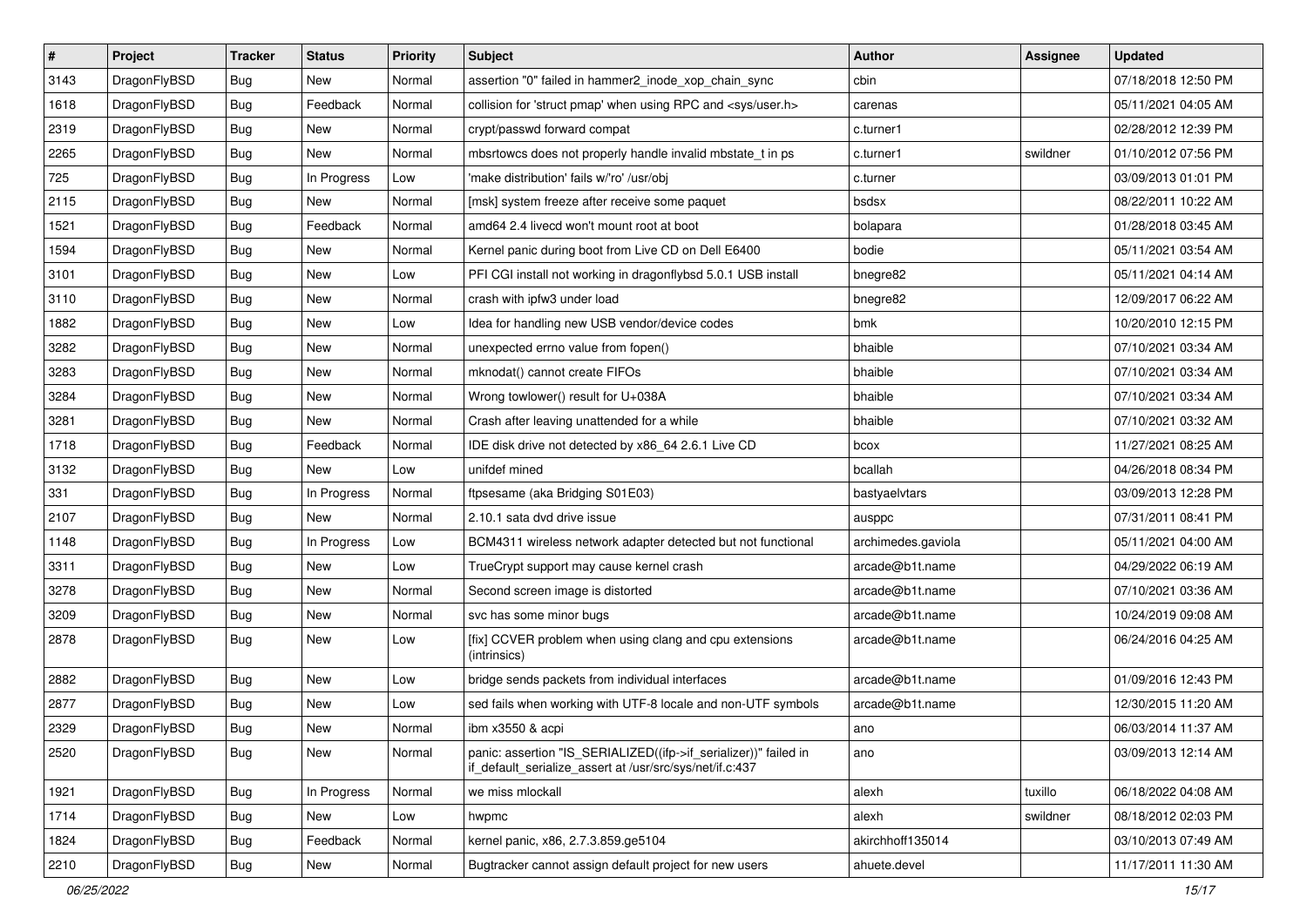| # | Project | Tracker | Status | Priority | Subject | Author | Assignee | Updated |
|---|---|---|---|---|---|---|---|---|
| 3143 | DragonFlyBSD | Bug | New | Normal | assertion "0" failed in hammer2_inode_xop_chain_sync | cbin | | 07/18/2018 12:50 PM |
| 1618 | DragonFlyBSD | Bug | Feedback | Normal | collision for 'struct pmap' when using RPC and <sys/user.h> | carenas | | 05/11/2021 04:05 AM |
| 2319 | DragonFlyBSD | Bug | New | Normal | crypt/passwd forward compat | c.turner1 | | 02/28/2012 12:39 PM |
| 2265 | DragonFlyBSD | Bug | New | Normal | mbsrtowcs does not properly handle invalid mbstate_t in ps | c.turner1 | swildner | 01/10/2012 07:56 PM |
| 725 | DragonFlyBSD | Bug | In Progress | Low | 'make distribution' fails w/'ro' /usr/obj | c.turner | | 03/09/2013 01:01 PM |
| 2115 | DragonFlyBSD | Bug | New | Normal | [msk] system freeze after receive some paquet | bsdsx | | 08/22/2011 10:22 AM |
| 1521 | DragonFlyBSD | Bug | Feedback | Normal | amd64 2.4 livecd won't mount root at boot | bolapara | | 01/28/2018 03:45 AM |
| 1594 | DragonFlyBSD | Bug | New | Normal | Kernel panic during boot from Live CD on Dell E6400 | bodie | | 05/11/2021 03:54 AM |
| 3101 | DragonFlyBSD | Bug | New | Low | PFI CGI install not working in dragonflybsd 5.0.1 USB install | bnegre82 | | 05/11/2021 04:14 AM |
| 3110 | DragonFlyBSD | Bug | New | Normal | crash with ipfw3 under load | bnegre82 | | 12/09/2017 06:22 AM |
| 1882 | DragonFlyBSD | Bug | New | Low | Idea for handling new USB vendor/device codes | bmk | | 10/20/2010 12:15 PM |
| 3282 | DragonFlyBSD | Bug | New | Normal | unexpected errno value from fopen() | bhaible | | 07/10/2021 03:34 AM |
| 3283 | DragonFlyBSD | Bug | New | Normal | mknodat() cannot create FIFOs | bhaible | | 07/10/2021 03:34 AM |
| 3284 | DragonFlyBSD | Bug | New | Normal | Wrong towlower() result for U+038A | bhaible | | 07/10/2021 03:34 AM |
| 3281 | DragonFlyBSD | Bug | New | Normal | Crash after leaving unattended for a while | bhaible | | 07/10/2021 03:32 AM |
| 1718 | DragonFlyBSD | Bug | Feedback | Normal | IDE disk drive not detected by x86_64 2.6.1 Live CD | bcox | | 11/27/2021 08:25 AM |
| 3132 | DragonFlyBSD | Bug | New | Low | unifdef mined | bcallah | | 04/26/2018 08:34 PM |
| 331 | DragonFlyBSD | Bug | In Progress | Normal | ftpsesame (aka Bridging S01E03) | bastyaelvtars | | 03/09/2013 12:28 PM |
| 2107 | DragonFlyBSD | Bug | New | Normal | 2.10.1 sata dvd drive issue | ausppc | | 07/31/2011 08:41 PM |
| 1148 | DragonFlyBSD | Bug | In Progress | Low | BCM4311 wireless network adapter detected but not functional | archimedes.gaviola | | 05/11/2021 04:00 AM |
| 3311 | DragonFlyBSD | Bug | New | Low | TrueCrypt support may cause kernel crash | arcade@b1t.name | | 04/29/2022 06:19 AM |
| 3278 | DragonFlyBSD | Bug | New | Normal | Second screen image is distorted | arcade@b1t.name | | 07/10/2021 03:36 AM |
| 3209 | DragonFlyBSD | Bug | New | Normal | svc has some minor bugs | arcade@b1t.name | | 10/24/2019 09:08 AM |
| 2878 | DragonFlyBSD | Bug | New | Low | [fix] CCVER problem when using clang and cpu extensions (intrinsics) | arcade@b1t.name | | 06/24/2016 04:25 AM |
| 2882 | DragonFlyBSD | Bug | New | Low | bridge sends packets from individual interfaces | arcade@b1t.name | | 01/09/2016 12:43 PM |
| 2877 | DragonFlyBSD | Bug | New | Low | sed fails when working with UTF-8 locale and non-UTF symbols | arcade@b1t.name | | 12/30/2015 11:20 AM |
| 2329 | DragonFlyBSD | Bug | New | Normal | ibm x3550 & acpi | ano | | 06/03/2014 11:37 AM |
| 2520 | DragonFlyBSD | Bug | New | Normal | panic: assertion "IS_SERIALIZED((ifp->if_serializer))" failed in if_default_serialize_assert at /usr/src/sys/net/if.c:437 | ano | | 03/09/2013 12:14 AM |
| 1921 | DragonFlyBSD | Bug | In Progress | Normal | we miss mlockall | alexh | tuxillo | 06/18/2022 04:08 AM |
| 1714 | DragonFlyBSD | Bug | New | Low | hwpmc | alexh | swildner | 08/18/2012 02:03 PM |
| 1824 | DragonFlyBSD | Bug | Feedback | Normal | kernel panic, x86, 2.7.3.859.ge5104 | akirchhoff135014 | | 03/10/2013 07:49 AM |
| 2210 | DragonFlyBSD | Bug | New | Normal | Bugtracker cannot assign default project for new users | ahuete.devel | | 11/17/2011 11:30 AM |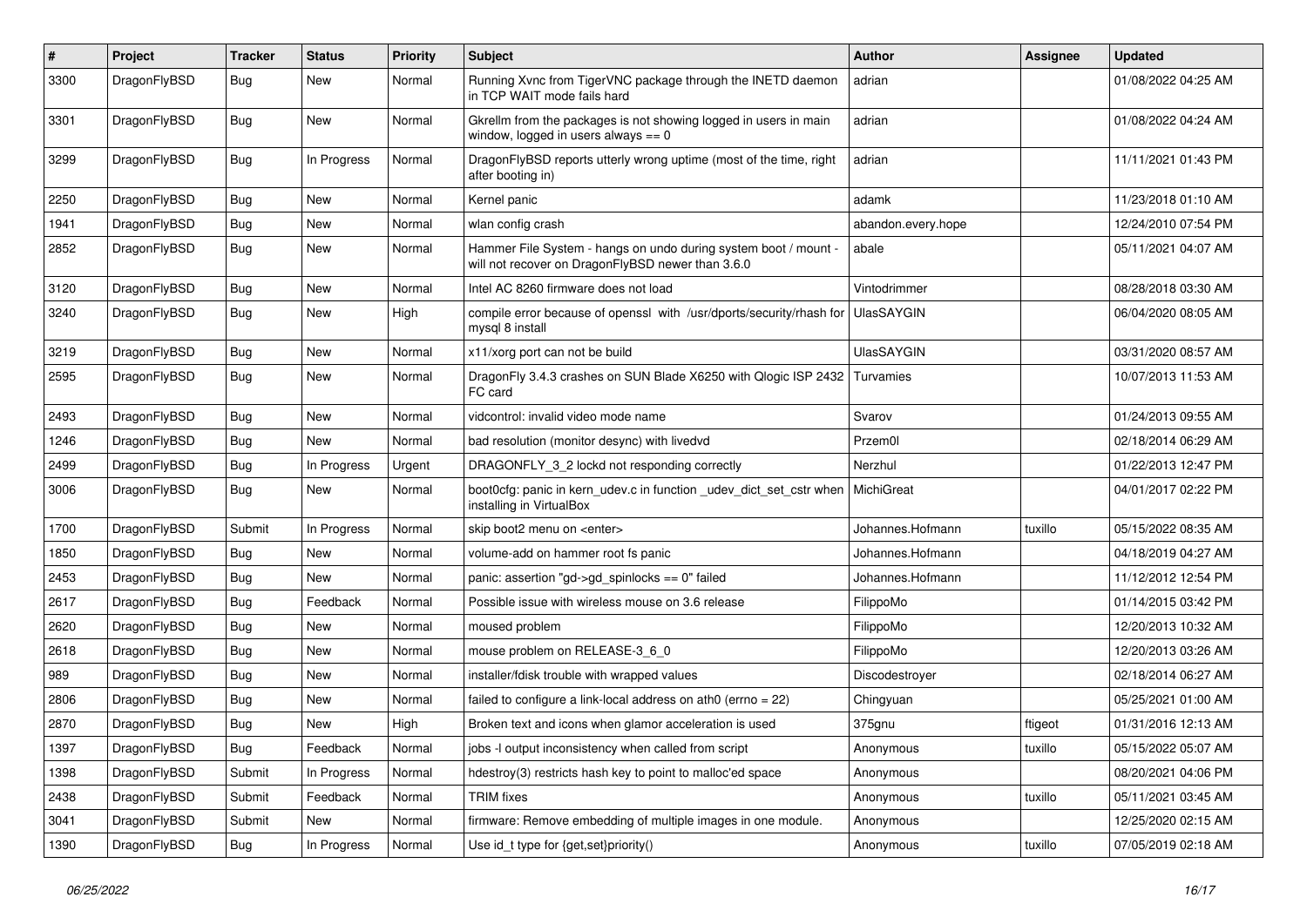| # | Project | Tracker | Status | Priority | Subject | Author | Assignee | Updated |
|---|---|---|---|---|---|---|---|---|
| 3300 | DragonFlyBSD | Bug | New | Normal | Running Xvnc from TigerVNC package through the INETD daemon in TCP WAIT mode fails hard | adrian | | 01/08/2022 04:25 AM |
| 3301 | DragonFlyBSD | Bug | New | Normal | Gkrellm from the packages is not showing logged in users in main window, logged in users always == 0 | adrian | | 01/08/2022 04:24 AM |
| 3299 | DragonFlyBSD | Bug | In Progress | Normal | DragonFlyBSD reports utterly wrong uptime (most of the time, right after booting in) | adrian | | 11/11/2021 01:43 PM |
| 2250 | DragonFlyBSD | Bug | New | Normal | Kernel panic | adamk | | 11/23/2018 01:10 AM |
| 1941 | DragonFlyBSD | Bug | New | Normal | wlan config crash | abandon.every.hope | | 12/24/2010 07:54 PM |
| 2852 | DragonFlyBSD | Bug | New | Normal | Hammer File System - hangs on undo during system boot / mount - will not recover on DragonFlyBSD newer than 3.6.0 | abale | | 05/11/2021 04:07 AM |
| 3120 | DragonFlyBSD | Bug | New | Normal | Intel AC 8260 firmware does not load | Vintodrimmer | | 08/28/2018 03:30 AM |
| 3240 | DragonFlyBSD | Bug | New | High | compile error because of openssl with /usr/dports/security/rhash for mysql 8 install | UlasSAYGIN | | 06/04/2020 08:05 AM |
| 3219 | DragonFlyBSD | Bug | New | Normal | x11/xorg port can not be build | UlasSAYGIN | | 03/31/2020 08:57 AM |
| 2595 | DragonFlyBSD | Bug | New | Normal | DragonFly 3.4.3 crashes on SUN Blade X6250 with Qlogic ISP 2432 FC card | Turvamies | | 10/07/2013 11:53 AM |
| 2493 | DragonFlyBSD | Bug | New | Normal | vidcontrol: invalid video mode name | Svarov | | 01/24/2013 09:55 AM |
| 1246 | DragonFlyBSD | Bug | New | Normal | bad resolution (monitor desync) with livedvd | Przem0l | | 02/18/2014 06:29 AM |
| 2499 | DragonFlyBSD | Bug | In Progress | Urgent | DRAGONFLY_3_2 lockd not responding correctly | Nerzhul | | 01/22/2013 12:47 PM |
| 3006 | DragonFlyBSD | Bug | New | Normal | boot0cfg: panic in kern_udev.c in function _udev_dict_set_cstr when installing in VirtualBox | MichiGreat | | 04/01/2017 02:22 PM |
| 1700 | DragonFlyBSD | Submit | In Progress | Normal | skip boot2 menu on <enter> | Johannes.Hofmann | tuxillo | 05/15/2022 08:35 AM |
| 1850 | DragonFlyBSD | Bug | New | Normal | volume-add on hammer root fs panic | Johannes.Hofmann | | 04/18/2019 04:27 AM |
| 2453 | DragonFlyBSD | Bug | New | Normal | panic: assertion "gd->gd_spinlocks == 0" failed | Johannes.Hofmann | | 11/12/2012 12:54 PM |
| 2617 | DragonFlyBSD | Bug | Feedback | Normal | Possible issue with wireless mouse on 3.6 release | FilippoMo | | 01/14/2015 03:42 PM |
| 2620 | DragonFlyBSD | Bug | New | Normal | moused problem | FilippoMo | | 12/20/2013 10:32 AM |
| 2618 | DragonFlyBSD | Bug | New | Normal | mouse problem on RELEASE-3_6_0 | FilippoMo | | 12/20/2013 03:26 AM |
| 989 | DragonFlyBSD | Bug | New | Normal | installer/fdisk trouble with wrapped values | Discodestroyer | | 02/18/2014 06:27 AM |
| 2806 | DragonFlyBSD | Bug | New | Normal | failed to configure a link-local address on ath0 (errno = 22) | Chingyuan | | 05/25/2021 01:00 AM |
| 2870 | DragonFlyBSD | Bug | New | High | Broken text and icons when glamor acceleration is used | 375gnu | ftigeot | 01/31/2016 12:13 AM |
| 1397 | DragonFlyBSD | Bug | Feedback | Normal | jobs -l output inconsistency when called from script | Anonymous | tuxillo | 05/15/2022 05:07 AM |
| 1398 | DragonFlyBSD | Submit | In Progress | Normal | hdestroy(3) restricts hash key to point to malloc'ed space | Anonymous | | 08/20/2021 04:06 PM |
| 2438 | DragonFlyBSD | Submit | Feedback | Normal | TRIM fixes | Anonymous | tuxillo | 05/11/2021 03:45 AM |
| 3041 | DragonFlyBSD | Submit | New | Normal | firmware: Remove embedding of multiple images in one module. | Anonymous | | 12/25/2020 02:15 AM |
| 1390 | DragonFlyBSD | Bug | In Progress | Normal | Use id_t type for {get,set}priority() | Anonymous | tuxillo | 07/05/2019 02:18 AM |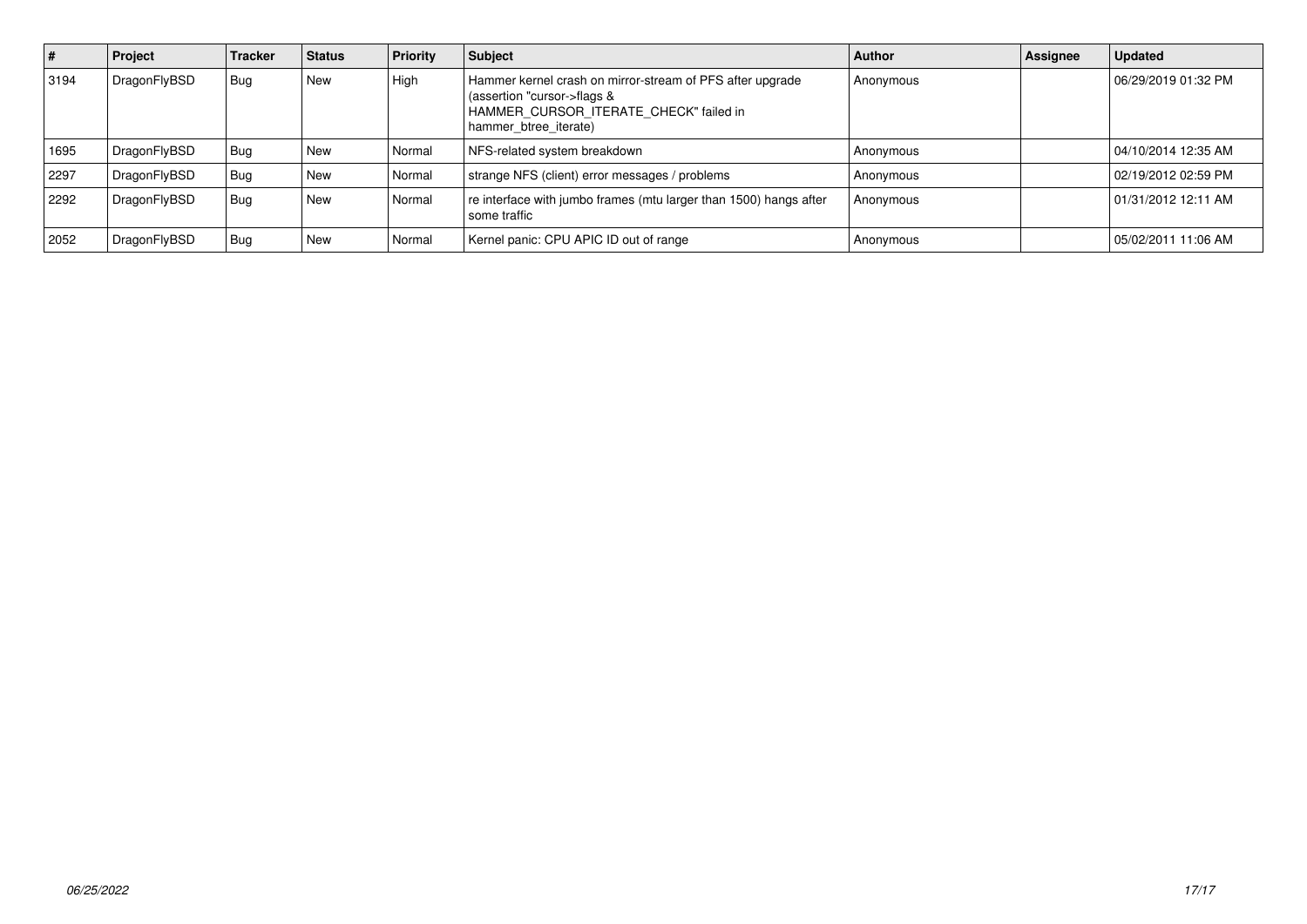| # | Project | Tracker | Status | Priority | Subject | Author | Assignee | Updated |
|---|---|---|---|---|---|---|---|---|
| 3194 | DragonFlyBSD | Bug | New | High | Hammer kernel crash on mirror-stream of PFS after upgrade (assertion "cursor->flags & HAMMER_CURSOR_ITERATE_CHECK" failed in hammer_btree_iterate) | Anonymous | | 06/29/2019 01:32 PM |
| 1695 | DragonFlyBSD | Bug | New | Normal | NFS-related system breakdown | Anonymous | | 04/10/2014 12:35 AM |
| 2297 | DragonFlyBSD | Bug | New | Normal | strange NFS (client) error messages / problems | Anonymous | | 02/19/2012 02:59 PM |
| 2292 | DragonFlyBSD | Bug | New | Normal | re interface with jumbo frames (mtu larger than 1500) hangs after some traffic | Anonymous | | 01/31/2012 12:11 AM |
| 2052 | DragonFlyBSD | Bug | New | Normal | Kernel panic: CPU APIC ID out of range | Anonymous | | 05/02/2011 11:06 AM |